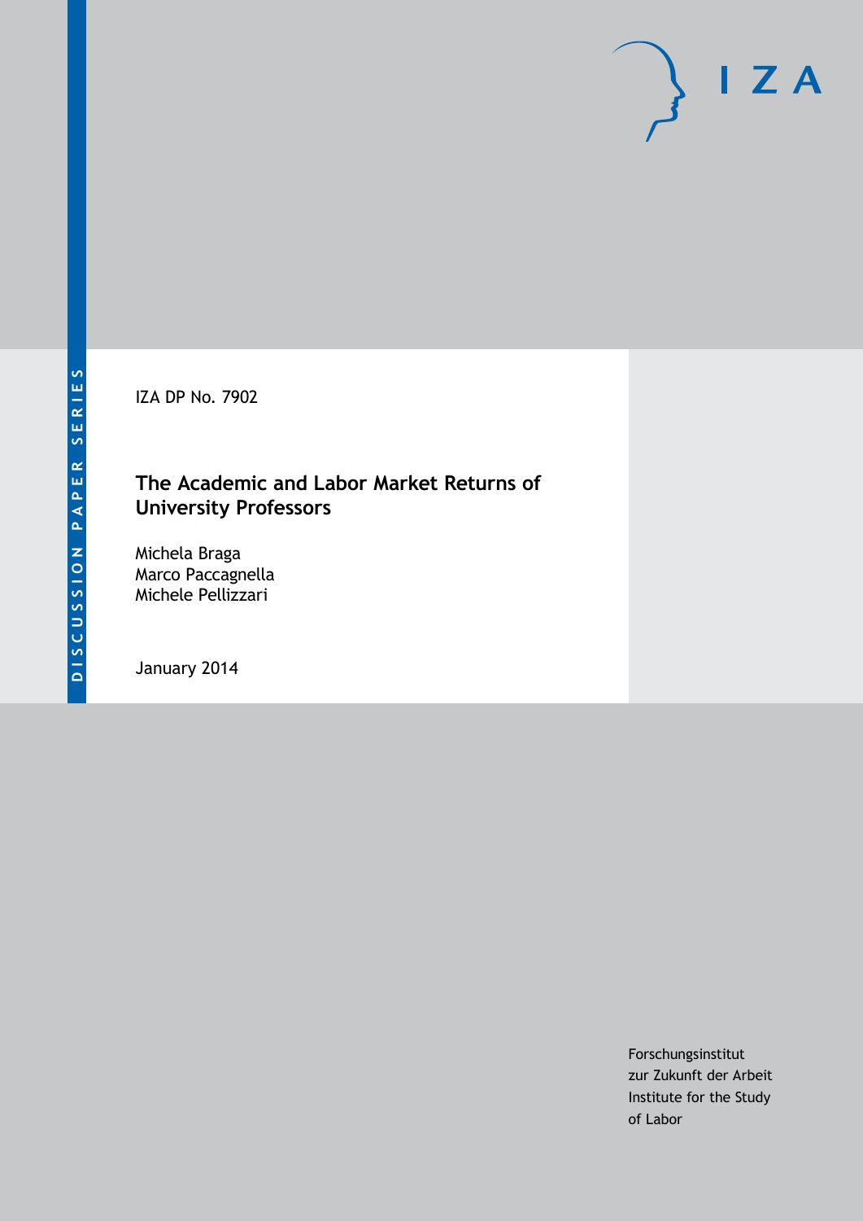DISCUSSION PAPER SERIES

IZA

IZA DP No. 7902

# The Academic and Labor Market Returns of University Professors

Michela Braga
Marco Paccagnella
Michele Pellizzari

January 2014

Forschungsinstitut
zur Zukunft der Arbeit
Institute for the Study
of Labor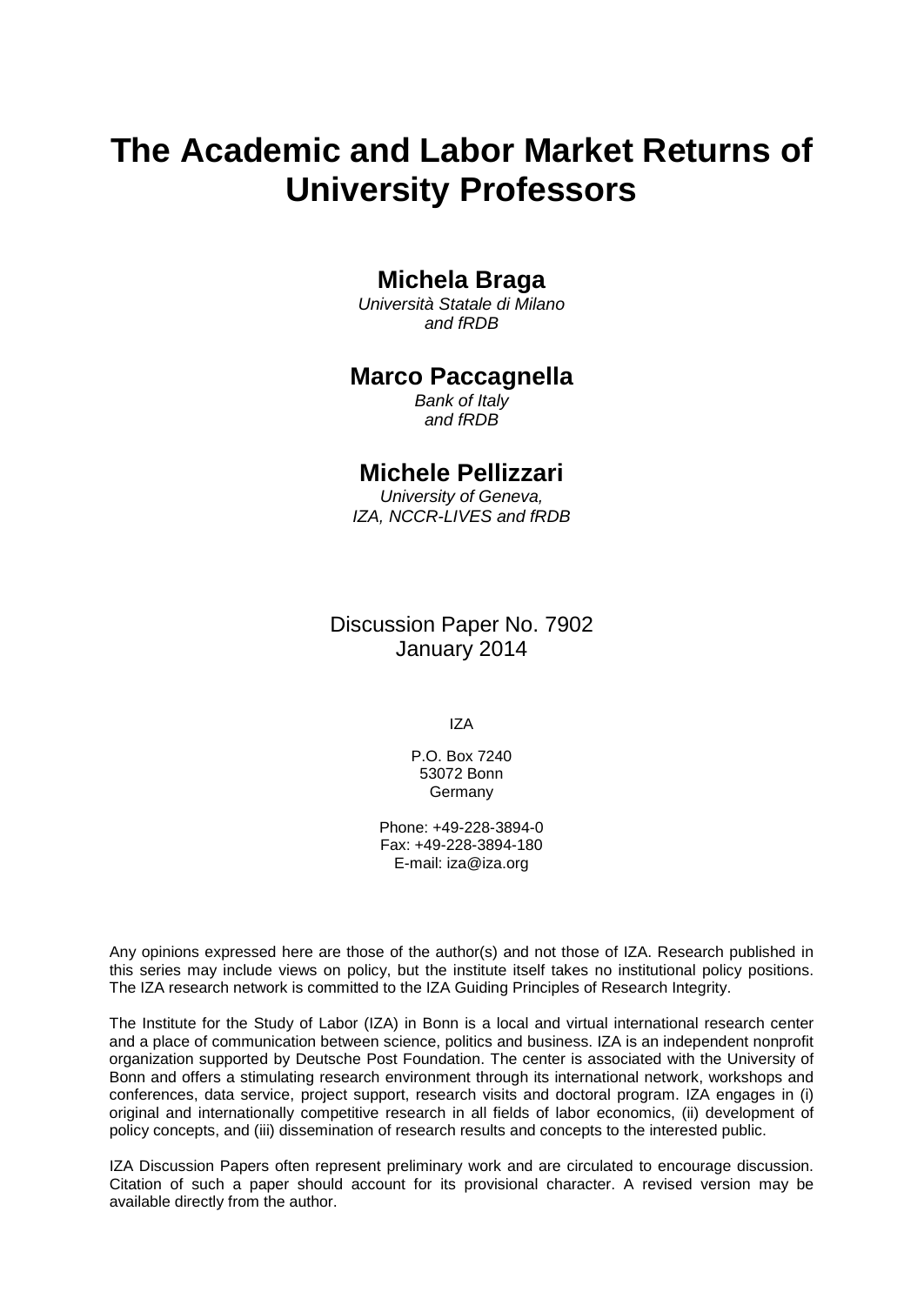# The Academic and Labor Market Returns of University Professors

**Michela Braga**

*Università Statale di Milano and fRDB*

**Marco Paccagnella**

*Bank of Italy and fRDB*

**Michele Pellizzari**

*University of Geneva, IZA, NCCR-LIVES and fRDB*

Discussion Paper No. 7902
January 2014

IZA

P.O. Box 7240
53072 Bonn
Germany

Phone: +49-228-3894-0
Fax: +49-228-3894-180
E-mail: iza@iza.org

Any opinions expressed here are those of the author(s) and not those of IZA. Research published in this series may include views on policy, but the institute itself takes no institutional policy positions. The IZA research network is committed to the IZA Guiding Principles of Research Integrity.

The Institute for the Study of Labor (IZA) in Bonn is a local and virtual international research center and a place of communication between science, politics and business. IZA is an independent nonprofit organization supported by Deutsche Post Foundation. The center is associated with the University of Bonn and offers a stimulating research environment through its international network, workshops and conferences, data service, project support, research visits and doctoral program. IZA engages in (i) original and internationally competitive research in all fields of labor economics, (ii) development of policy concepts, and (iii) dissemination of research results and concepts to the interested public.

IZA Discussion Papers often represent preliminary work and are circulated to encourage discussion. Citation of such a paper should account for its provisional character. A revised version may be available directly from the author.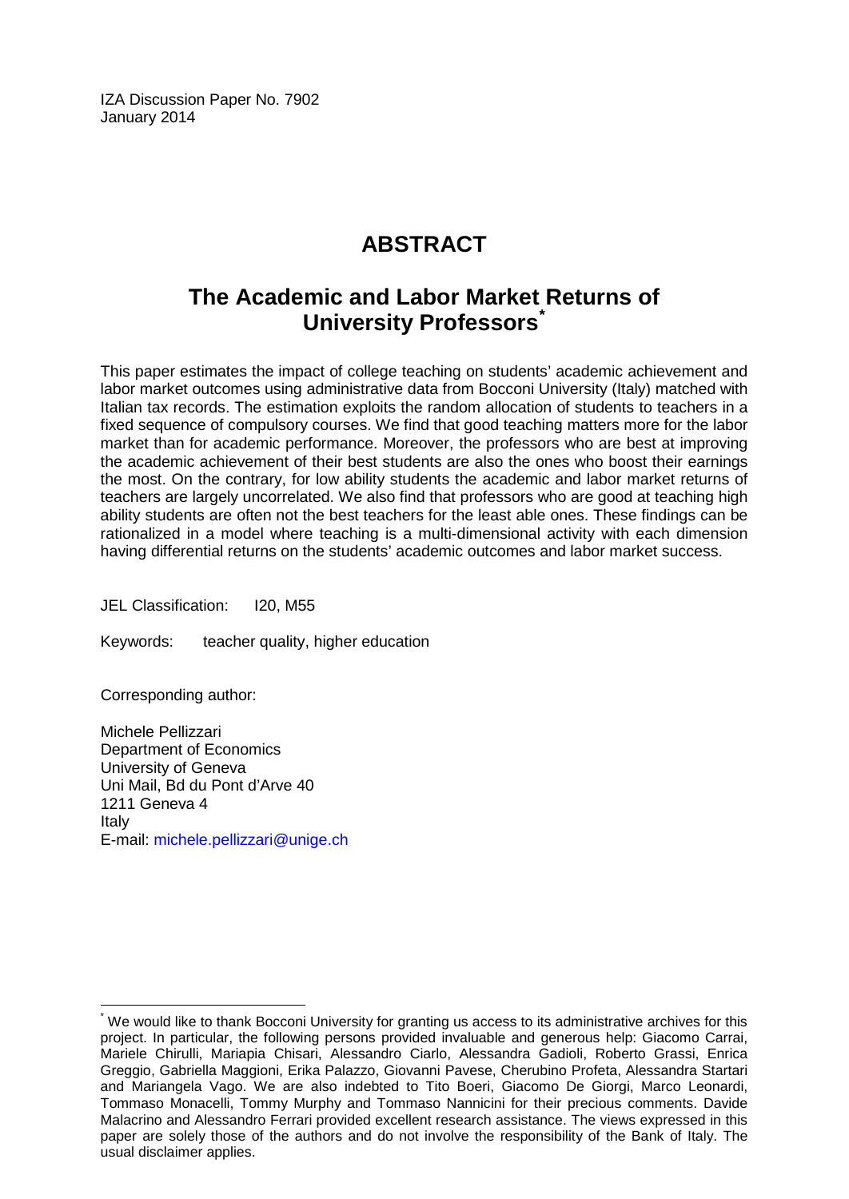IZA Discussion Paper No. 7902
January 2014

# ABSTRACT

## The Academic and Labor Market Returns of University Professors*

This paper estimates the impact of college teaching on students' academic achievement and labor market outcomes using administrative data from Bocconi University (Italy) matched with Italian tax records. The estimation exploits the random allocation of students to teachers in a fixed sequence of compulsory courses. We find that good teaching matters more for the labor market than for academic performance. Moreover, the professors who are best at improving the academic achievement of their best students are also the ones who boost their earnings the most. On the contrary, for low ability students the academic and labor market returns of teachers are largely uncorrelated. We also find that professors who are good at teaching high ability students are often not the best teachers for the least able ones. These findings can be rationalized in a model where teaching is a multi-dimensional activity with each dimension having differential returns on the students' academic outcomes and labor market success.

JEL Classification: I20, M55

Keywords: teacher quality, higher education

Corresponding author:

Michele Pellizzari
Department of Economics
University of Geneva
Uni Mail, Bd du Pont d'Arve 40
1211 Geneva 4
Italy
E-mail: michele.pellizzari@unige.ch

---

* We would like to thank Bocconi University for granting us access to its administrative archives for this project. In particular, the following persons provided invaluable and generous help: Giacomo Carrai, Mariele Chirulli, Mariapia Chisari, Alessandro Ciarlo, Alessandra Gadioli, Roberto Grassi, Enrica Greggio, Gabriella Maggioni, Erika Palazzo, Giovanni Pavese, Cherubino Profeta, Alessandra Startari and Mariangela Vago. We are also indebted to Tito Boeri, Giacomo De Giorgi, Marco Leonardi, Tommaso Monacelli, Tommy Murphy and Tommaso Nannicini for their precious comments. Davide Malacrino and Alessandro Ferrari provided excellent research assistance. The views expressed in this paper are solely those of the authors and do not involve the responsibility of the Bank of Italy. The usual disclaimer applies.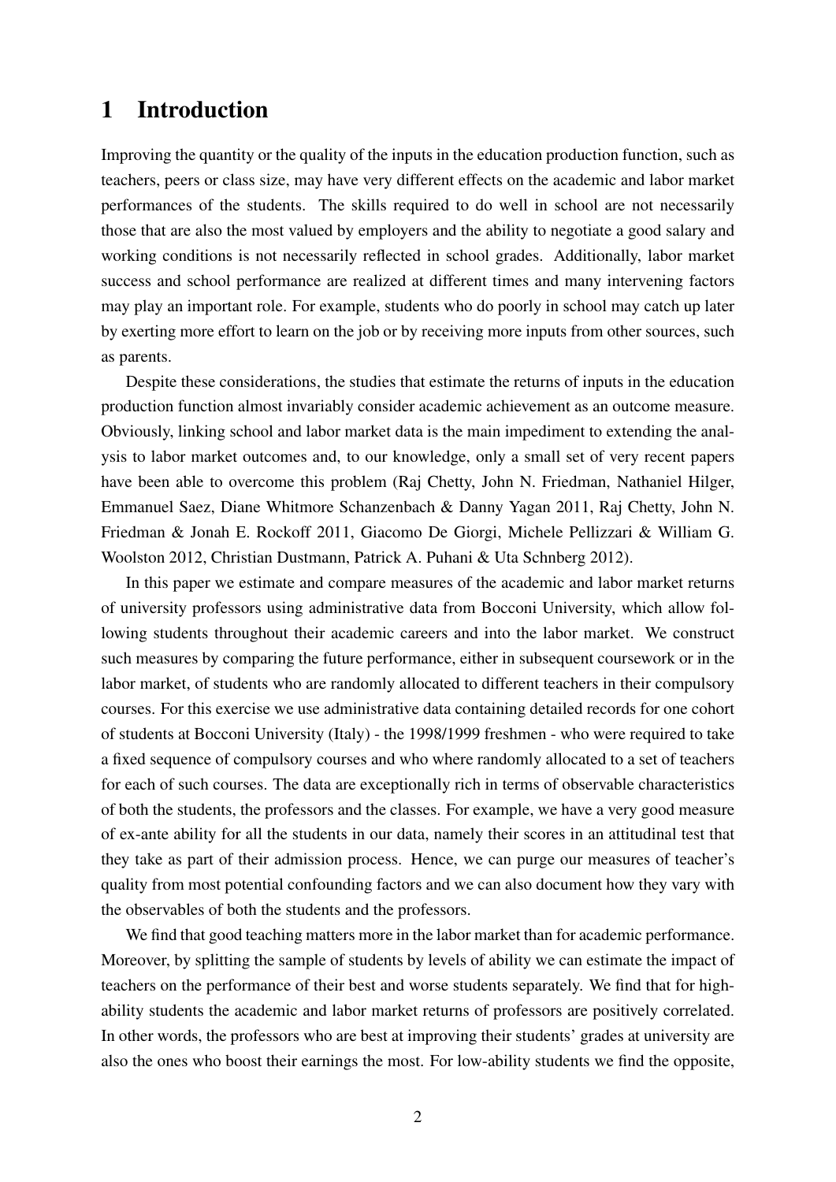# 1 Introduction

Improving the quantity or the quality of the inputs in the education production function, such as teachers, peers or class size, may have very different effects on the academic and labor market performances of the students. The skills required to do well in school are not necessarily those that are also the most valued by employers and the ability to negotiate a good salary and working conditions is not necessarily reflected in school grades. Additionally, labor market success and school performance are realized at different times and many intervening factors may play an important role. For example, students who do poorly in school may catch up later by exerting more effort to learn on the job or by receiving more inputs from other sources, such as parents.

Despite these considerations, the studies that estimate the returns of inputs in the education production function almost invariably consider academic achievement as an outcome measure. Obviously, linking school and labor market data is the main impediment to extending the analysis to labor market outcomes and, to our knowledge, only a small set of very recent papers have been able to overcome this problem (Raj Chetty, John N. Friedman, Nathaniel Hilger, Emmanuel Saez, Diane Whitmore Schanzenbach & Danny Yagan 2011, Raj Chetty, John N. Friedman & Jonah E. Rockoff 2011, Giacomo De Giorgi, Michele Pellizzari & William G. Woolston 2012, Christian Dustmann, Patrick A. Puhani & Uta Schnberg 2012).

In this paper we estimate and compare measures of the academic and labor market returns of university professors using administrative data from Bocconi University, which allow following students throughout their academic careers and into the labor market. We construct such measures by comparing the future performance, either in subsequent coursework or in the labor market, of students who are randomly allocated to different teachers in their compulsory courses. For this exercise we use administrative data containing detailed records for one cohort of students at Bocconi University (Italy) - the 1998/1999 freshmen - who were required to take a fixed sequence of compulsory courses and who where randomly allocated to a set of teachers for each of such courses. The data are exceptionally rich in terms of observable characteristics of both the students, the professors and the classes. For example, we have a very good measure of ex-ante ability for all the students in our data, namely their scores in an attitudinal test that they take as part of their admission process. Hence, we can purge our measures of teacher's quality from most potential confounding factors and we can also document how they vary with the observables of both the students and the professors.

We find that good teaching matters more in the labor market than for academic performance. Moreover, by splitting the sample of students by levels of ability we can estimate the impact of teachers on the performance of their best and worse students separately. We find that for high-ability students the academic and labor market returns of professors are positively correlated. In other words, the professors who are best at improving their students' grades at university are also the ones who boost their earnings the most. For low-ability students we find the opposite,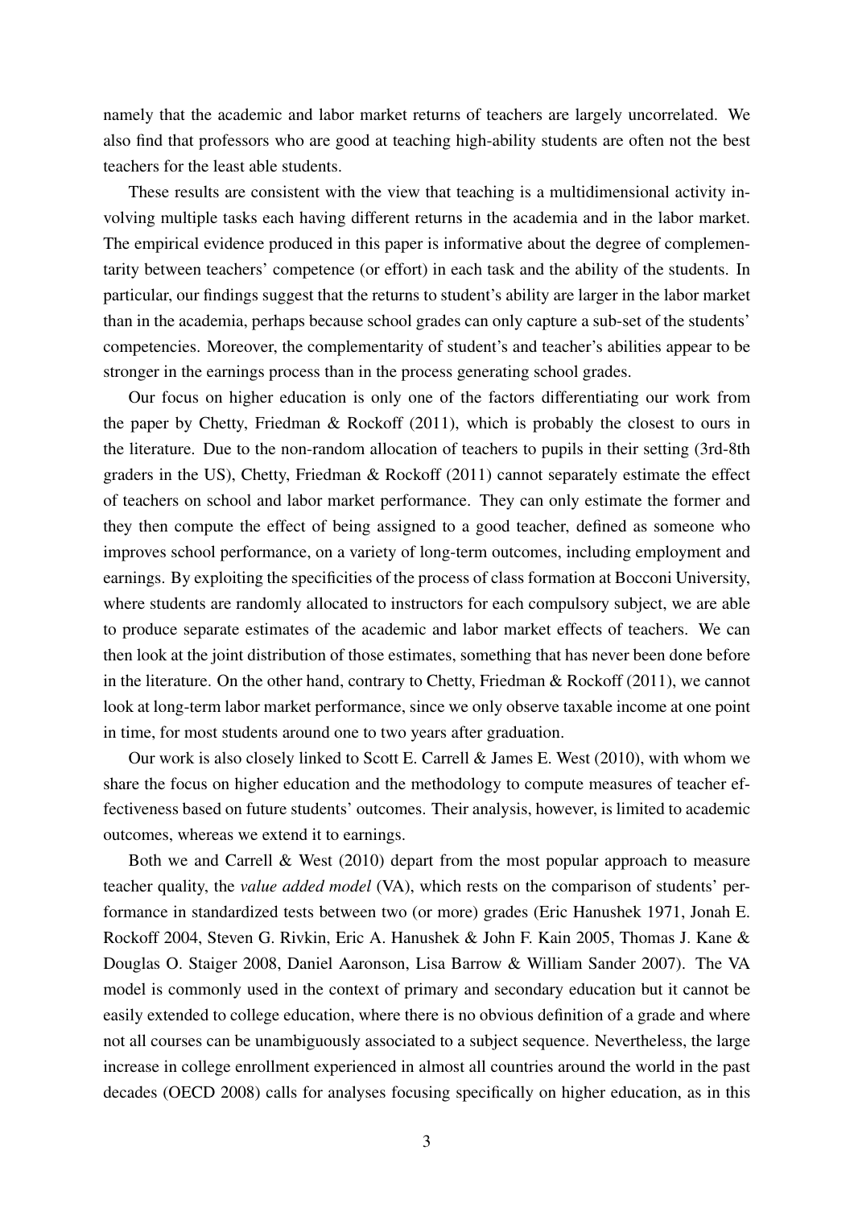namely that the academic and labor market returns of teachers are largely uncorrelated. We also find that professors who are good at teaching high-ability students are often not the best teachers for the least able students.

These results are consistent with the view that teaching is a multidimensional activity involving multiple tasks each having different returns in the academia and in the labor market. The empirical evidence produced in this paper is informative about the degree of complementarity between teachers' competence (or effort) in each task and the ability of the students. In particular, our findings suggest that the returns to student's ability are larger in the labor market than in the academia, perhaps because school grades can only capture a sub-set of the students' competencies. Moreover, the complementarity of student's and teacher's abilities appear to be stronger in the earnings process than in the process generating school grades.

Our focus on higher education is only one of the factors differentiating our work from the paper by Chetty, Friedman & Rockoff (2011), which is probably the closest to ours in the literature. Due to the non-random allocation of teachers to pupils in their setting (3rd-8th graders in the US), Chetty, Friedman & Rockoff (2011) cannot separately estimate the effect of teachers on school and labor market performance. They can only estimate the former and they then compute the effect of being assigned to a good teacher, defined as someone who improves school performance, on a variety of long-term outcomes, including employment and earnings. By exploiting the specificities of the process of class formation at Bocconi University, where students are randomly allocated to instructors for each compulsory subject, we are able to produce separate estimates of the academic and labor market effects of teachers. We can then look at the joint distribution of those estimates, something that has never been done before in the literature. On the other hand, contrary to Chetty, Friedman & Rockoff (2011), we cannot look at long-term labor market performance, since we only observe taxable income at one point in time, for most students around one to two years after graduation.

Our work is also closely linked to Scott E. Carrell & James E. West (2010), with whom we share the focus on higher education and the methodology to compute measures of teacher effectiveness based on future students' outcomes. Their analysis, however, is limited to academic outcomes, whereas we extend it to earnings.

Both we and Carrell & West (2010) depart from the most popular approach to measure teacher quality, the *value added model* (VA), which rests on the comparison of students' performance in standardized tests between two (or more) grades (Eric Hanushek 1971, Jonah E. Rockoff 2004, Steven G. Rivkin, Eric A. Hanushek & John F. Kain 2005, Thomas J. Kane & Douglas O. Staiger 2008, Daniel Aaronson, Lisa Barrow & William Sander 2007). The VA model is commonly used in the context of primary and secondary education but it cannot be easily extended to college education, where there is no obvious definition of a grade and where not all courses can be unambiguously associated to a subject sequence. Nevertheless, the large increase in college enrollment experienced in almost all countries around the world in the past decades (OECD 2008) calls for analyses focusing specifically on higher education, as in this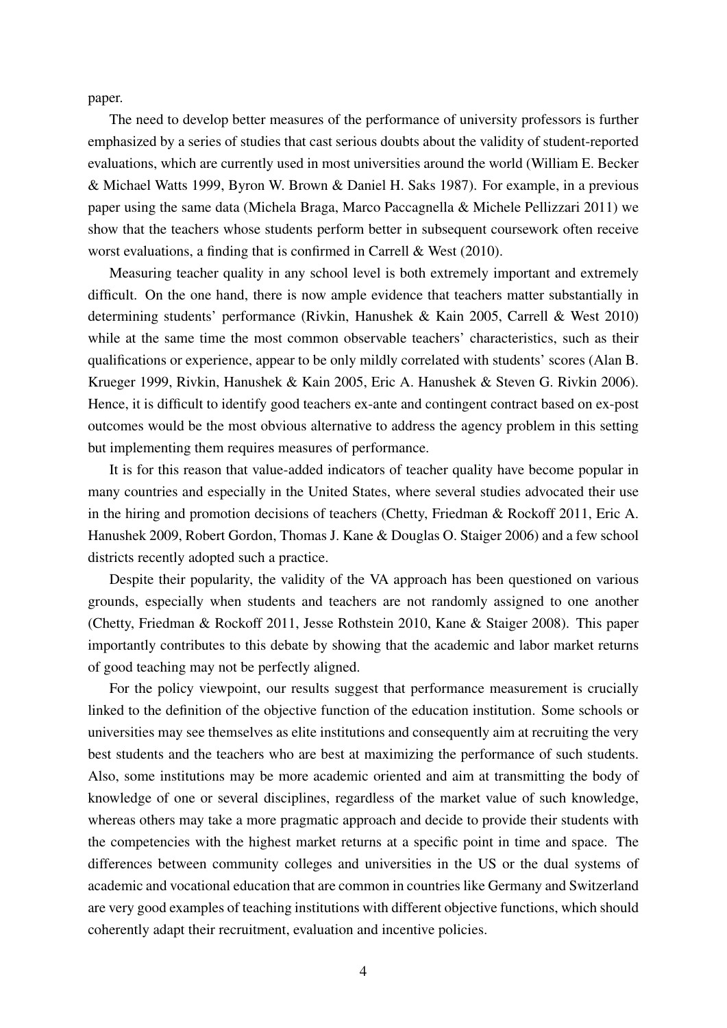paper.

The need to develop better measures of the performance of university professors is further emphasized by a series of studies that cast serious doubts about the validity of student-reported evaluations, which are currently used in most universities around the world (William E. Becker & Michael Watts 1999, Byron W. Brown & Daniel H. Saks 1987). For example, in a previous paper using the same data (Michela Braga, Marco Paccagnella & Michele Pellizzari 2011) we show that the teachers whose students perform better in subsequent coursework often receive worst evaluations, a finding that is confirmed in Carrell & West (2010).

Measuring teacher quality in any school level is both extremely important and extremely difficult. On the one hand, there is now ample evidence that teachers matter substantially in determining students' performance (Rivkin, Hanushek & Kain 2005, Carrell & West 2010) while at the same time the most common observable teachers' characteristics, such as their qualifications or experience, appear to be only mildly correlated with students' scores (Alan B. Krueger 1999, Rivkin, Hanushek & Kain 2005, Eric A. Hanushek & Steven G. Rivkin 2006). Hence, it is difficult to identify good teachers ex-ante and contingent contract based on ex-post outcomes would be the most obvious alternative to address the agency problem in this setting but implementing them requires measures of performance.

It is for this reason that value-added indicators of teacher quality have become popular in many countries and especially in the United States, where several studies advocated their use in the hiring and promotion decisions of teachers (Chetty, Friedman & Rockoff 2011, Eric A. Hanushek 2009, Robert Gordon, Thomas J. Kane & Douglas O. Staiger 2006) and a few school districts recently adopted such a practice.

Despite their popularity, the validity of the VA approach has been questioned on various grounds, especially when students and teachers are not randomly assigned to one another (Chetty, Friedman & Rockoff 2011, Jesse Rothstein 2010, Kane & Staiger 2008). This paper importantly contributes to this debate by showing that the academic and labor market returns of good teaching may not be perfectly aligned.

For the policy viewpoint, our results suggest that performance measurement is crucially linked to the definition of the objective function of the education institution. Some schools or universities may see themselves as elite institutions and consequently aim at recruiting the very best students and the teachers who are best at maximizing the performance of such students. Also, some institutions may be more academic oriented and aim at transmitting the body of knowledge of one or several disciplines, regardless of the market value of such knowledge, whereas others may take a more pragmatic approach and decide to provide their students with the competencies with the highest market returns at a specific point in time and space. The differences between community colleges and universities in the US or the dual systems of academic and vocational education that are common in countries like Germany and Switzerland are very good examples of teaching institutions with different objective functions, which should coherently adapt their recruitment, evaluation and incentive policies.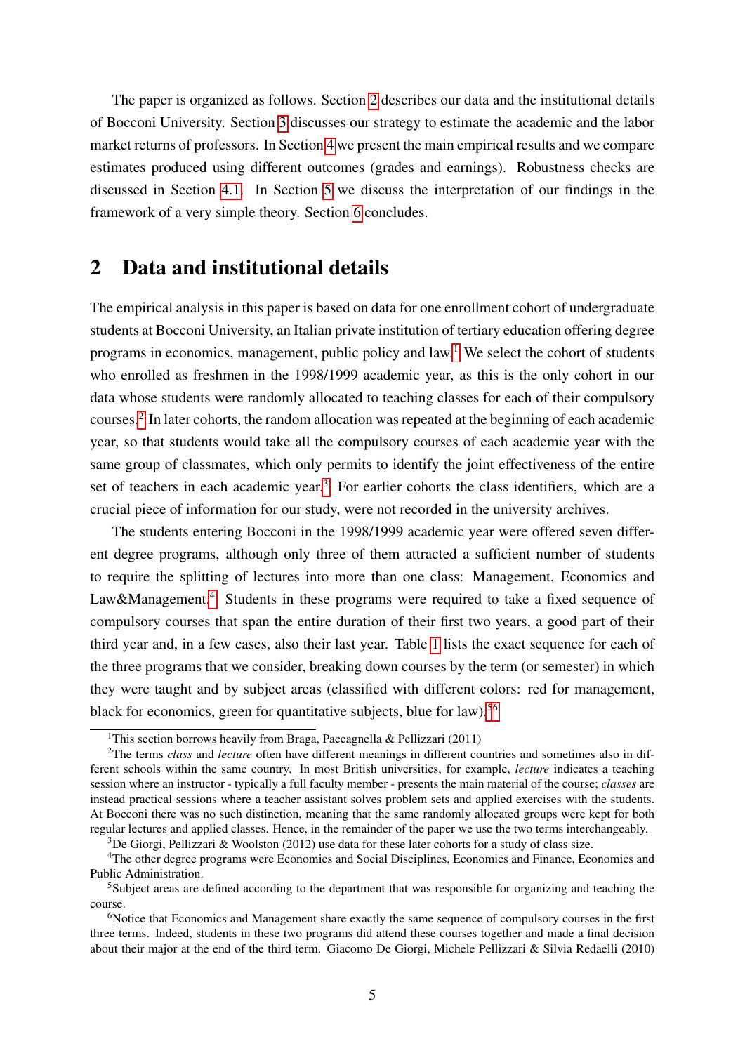The paper is organized as follows. Section 2 describes our data and the institutional details of Bocconi University. Section 3 discusses our strategy to estimate the academic and the labor market returns of professors. In Section 4 we present the main empirical results and we compare estimates produced using different outcomes (grades and earnings). Robustness checks are discussed in Section 4.1. In Section 5 we discuss the interpretation of our findings in the framework of a very simple theory. Section 6 concludes.

## 2 Data and institutional details

The empirical analysis in this paper is based on data for one enrollment cohort of undergraduate students at Bocconi University, an Italian private institution of tertiary education offering degree programs in economics, management, public policy and law.[1] We select the cohort of students who enrolled as freshmen in the 1998/1999 academic year, as this is the only cohort in our data whose students were randomly allocated to teaching classes for each of their compulsory courses.[2] In later cohorts, the random allocation was repeated at the beginning of each academic year, so that students would take all the compulsory courses of each academic year with the same group of classmates, which only permits to identify the joint effectiveness of the entire set of teachers in each academic year.[3] For earlier cohorts the class identifiers, which are a crucial piece of information for our study, were not recorded in the university archives.

The students entering Bocconi in the 1998/1999 academic year were offered seven different degree programs, although only three of them attracted a sufficient number of students to require the splitting of lectures into more than one class: Management, Economics and Law&Management.[4] Students in these programs were required to take a fixed sequence of compulsory courses that span the entire duration of their first two years, a good part of their third year and, in a few cases, also their last year. Table 1 lists the exact sequence for each of the three programs that we consider, breaking down courses by the term (or semester) in which they were taught and by subject areas (classified with different colors: red for management, black for economics, green for quantitative subjects, blue for law).[5][6]

[1] This section borrows heavily from Braga, Paccagnella & Pellizzari (2011)

[2] The terms *class* and *lecture* often have different meanings in different countries and sometimes also in different schools within the same country. In most British universities, for example, *lecture* indicates a teaching session where an instructor - typically a full faculty member - presents the main material of the course; *classes* are instead practical sessions where a teacher assistant solves problem sets and applied exercises with the students. At Bocconi there was no such distinction, meaning that the same randomly allocated groups were kept for both regular lectures and applied classes. Hence, in the remainder of the paper we use the two terms interchangeably.

[3] De Giorgi, Pellizzari & Woolston (2012) use data for these later cohorts for a study of class size.

[4] The other degree programs were Economics and Social Disciplines, Economics and Finance, Economics and Public Administration.

[5] Subject areas are defined according to the department that was responsible for organizing and teaching the course.

[6] Notice that Economics and Management share exactly the same sequence of compulsory courses in the first three terms. Indeed, students in these two programs did attend these courses together and made a final decision about their major at the end of the third term. Giacomo De Giorgi, Michele Pellizzari & Silvia Redaelli (2010)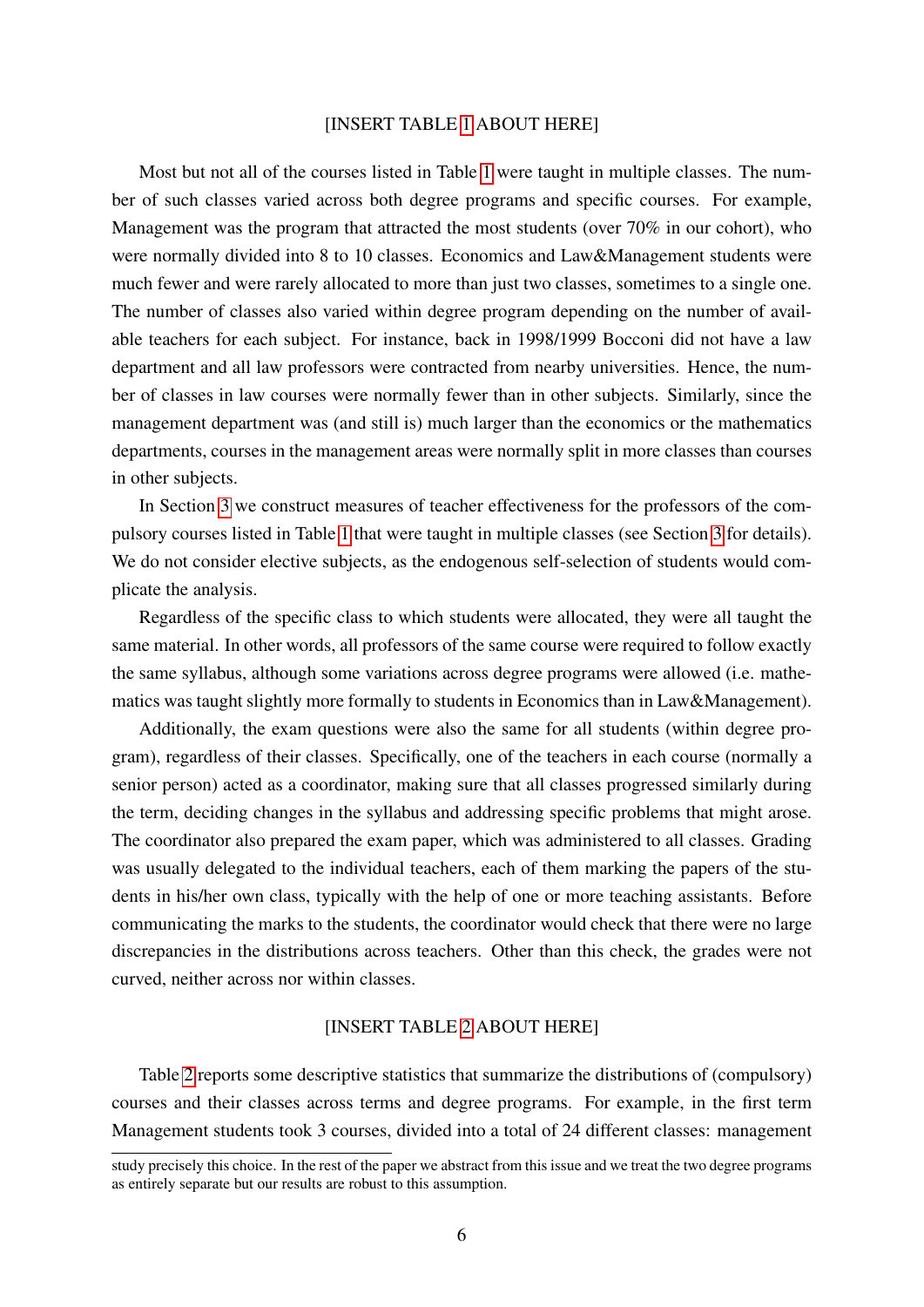[INSERT TABLE 1 ABOUT HERE]

Most but not all of the courses listed in Table 1 were taught in multiple classes. The number of such classes varied across both degree programs and specific courses. For example, Management was the program that attracted the most students (over 70% in our cohort), who were normally divided into 8 to 10 classes. Economics and Law&Management students were much fewer and were rarely allocated to more than just two classes, sometimes to a single one. The number of classes also varied within degree program depending on the number of available teachers for each subject. For instance, back in 1998/1999 Bocconi did not have a law department and all law professors were contracted from nearby universities. Hence, the number of classes in law courses were normally fewer than in other subjects. Similarly, since the management department was (and still is) much larger than the economics or the mathematics departments, courses in the management areas were normally split in more classes than courses in other subjects.

In Section 3 we construct measures of teacher effectiveness for the professors of the compulsory courses listed in Table 1 that were taught in multiple classes (see Section 3 for details). We do not consider elective subjects, as the endogenous self-selection of students would complicate the analysis.

Regardless of the specific class to which students were allocated, they were all taught the same material. In other words, all professors of the same course were required to follow exactly the same syllabus, although some variations across degree programs were allowed (i.e. mathematics was taught slightly more formally to students in Economics than in Law&Management).

Additionally, the exam questions were also the same for all students (within degree program), regardless of their classes. Specifically, one of the teachers in each course (normally a senior person) acted as a coordinator, making sure that all classes progressed similarly during the term, deciding changes in the syllabus and addressing specific problems that might arose. The coordinator also prepared the exam paper, which was administered to all classes. Grading was usually delegated to the individual teachers, each of them marking the papers of the students in his/her own class, typically with the help of one or more teaching assistants. Before communicating the marks to the students, the coordinator would check that there were no large discrepancies in the distributions across teachers. Other than this check, the grades were not curved, neither across nor within classes.

[INSERT TABLE 2 ABOUT HERE]

Table 2 reports some descriptive statistics that summarize the distributions of (compulsory) courses and their classes across terms and degree programs. For example, in the first term Management students took 3 courses, divided into a total of 24 different classes: management

---

study precisely this choice. In the rest of the paper we abstract from this issue and we treat the two degree programs as entirely separate but our results are robust to this assumption.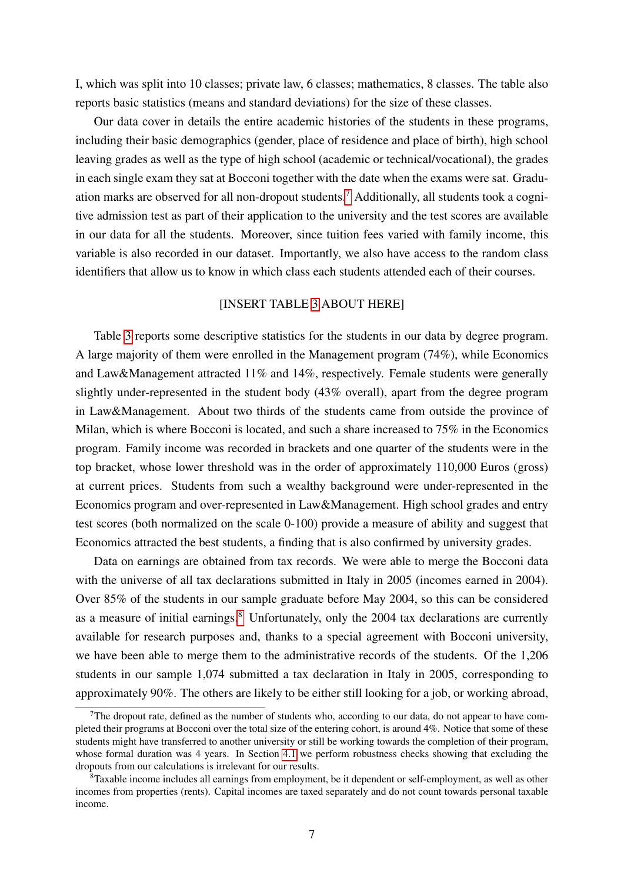I, which was split into 10 classes; private law, 6 classes; mathematics, 8 classes. The table also reports basic statistics (means and standard deviations) for the size of these classes.

Our data cover in details the entire academic histories of the students in these programs, including their basic demographics (gender, place of residence and place of birth), high school leaving grades as well as the type of high school (academic or technical/vocational), the grades in each single exam they sat at Bocconi together with the date when the exams were sat. Graduation marks are observed for all non-dropout students.[7] Additionally, all students took a cognitive admission test as part of their application to the university and the test scores are available in our data for all the students. Moreover, since tuition fees varied with family income, this variable is also recorded in our dataset. Importantly, we also have access to the random class identifiers that allow us to know in which class each students attended each of their courses.

[INSERT TABLE 3 ABOUT HERE]

Table 3 reports some descriptive statistics for the students in our data by degree program. A large majority of them were enrolled in the Management program (74%), while Economics and Law&Management attracted 11% and 14%, respectively. Female students were generally slightly under-represented in the student body (43% overall), apart from the degree program in Law&Management. About two thirds of the students came from outside the province of Milan, which is where Bocconi is located, and such a share increased to 75% in the Economics program. Family income was recorded in brackets and one quarter of the students were in the top bracket, whose lower threshold was in the order of approximately 110,000 Euros (gross) at current prices. Students from such a wealthy background were under-represented in the Economics program and over-represented in Law&Management. High school grades and entry test scores (both normalized on the scale 0-100) provide a measure of ability and suggest that Economics attracted the best students, a finding that is also confirmed by university grades.

Data on earnings are obtained from tax records. We were able to merge the Bocconi data with the universe of all tax declarations submitted in Italy in 2005 (incomes earned in 2004). Over 85% of the students in our sample graduate before May 2004, so this can be considered as a measure of initial earnings.[8] Unfortunately, only the 2004 tax declarations are currently available for research purposes and, thanks to a special agreement with Bocconi university, we have been able to merge them to the administrative records of the students. Of the 1,206 students in our sample 1,074 submitted a tax declaration in Italy in 2005, corresponding to approximately 90%. The others are likely to be either still looking for a job, or working abroad,

[7] The dropout rate, defined as the number of students who, according to our data, do not appear to have completed their programs at Bocconi over the total size of the entering cohort, is around 4%. Notice that some of these students might have transferred to another university or still be working towards the completion of their program, whose formal duration was 4 years. In Section 4.1 we perform robustness checks showing that excluding the dropouts from our calculations is irrelevant for our results.

[8] Taxable income includes all earnings from employment, be it dependent or self-employment, as well as other incomes from properties (rents). Capital incomes are taxed separately and do not count towards personal taxable income.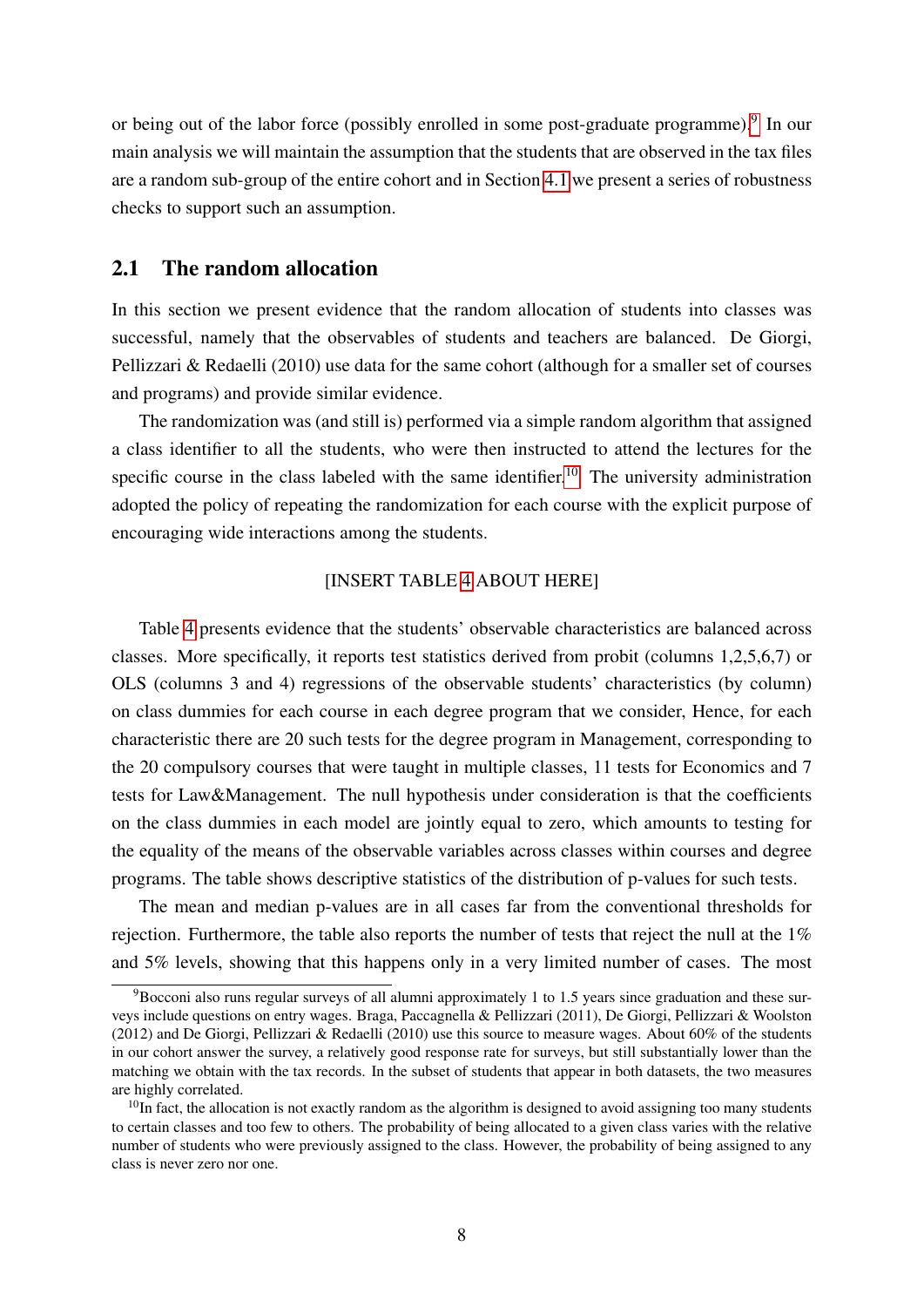or being out of the labor force (possibly enrolled in some post-graduate programme).[9] In our main analysis we will maintain the assumption that the students that are observed in the tax files are a random sub-group of the entire cohort and in Section 4.1 we present a series of robustness checks to support such an assumption.

## 2.1 The random allocation

In this section we present evidence that the random allocation of students into classes was successful, namely that the observables of students and teachers are balanced. De Giorgi, Pellizzari & Redaelli (2010) use data for the same cohort (although for a smaller set of courses and programs) and provide similar evidence.

The randomization was (and still is) performed via a simple random algorithm that assigned a class identifier to all the students, who were then instructed to attend the lectures for the specific course in the class labeled with the same identifier.[10] The university administration adopted the policy of repeating the randomization for each course with the explicit purpose of encouraging wide interactions among the students.

[INSERT TABLE 4 ABOUT HERE]

Table 4 presents evidence that the students' observable characteristics are balanced across classes. More specifically, it reports test statistics derived from probit (columns 1,2,5,6,7) or OLS (columns 3 and 4) regressions of the observable students' characteristics (by column) on class dummies for each course in each degree program that we consider, Hence, for each characteristic there are 20 such tests for the degree program in Management, corresponding to the 20 compulsory courses that were taught in multiple classes, 11 tests for Economics and 7 tests for Law&Management. The null hypothesis under consideration is that the coefficients on the class dummies in each model are jointly equal to zero, which amounts to testing for the equality of the means of the observable variables across classes within courses and degree programs. The table shows descriptive statistics of the distribution of p-values for such tests.

The mean and median p-values are in all cases far from the conventional thresholds for rejection. Furthermore, the table also reports the number of tests that reject the null at the 1% and 5% levels, showing that this happens only in a very limited number of cases. The most

[9] Bocconi also runs regular surveys of all alumni approximately 1 to 1.5 years since graduation and these surveys include questions on entry wages. Braga, Paccagnella & Pellizzari (2011), De Giorgi, Pellizzari & Woolston (2012) and De Giorgi, Pellizzari & Redaelli (2010) use this source to measure wages. About 60% of the students in our cohort answer the survey, a relatively good response rate for surveys, but still substantially lower than the matching we obtain with the tax records. In the subset of students that appear in both datasets, the two measures are highly correlated.

[10] In fact, the allocation is not exactly random as the algorithm is designed to avoid assigning too many students to certain classes and too few to others. The probability of being allocated to a given class varies with the relative number of students who were previously assigned to the class. However, the probability of being assigned to any class is never zero nor one.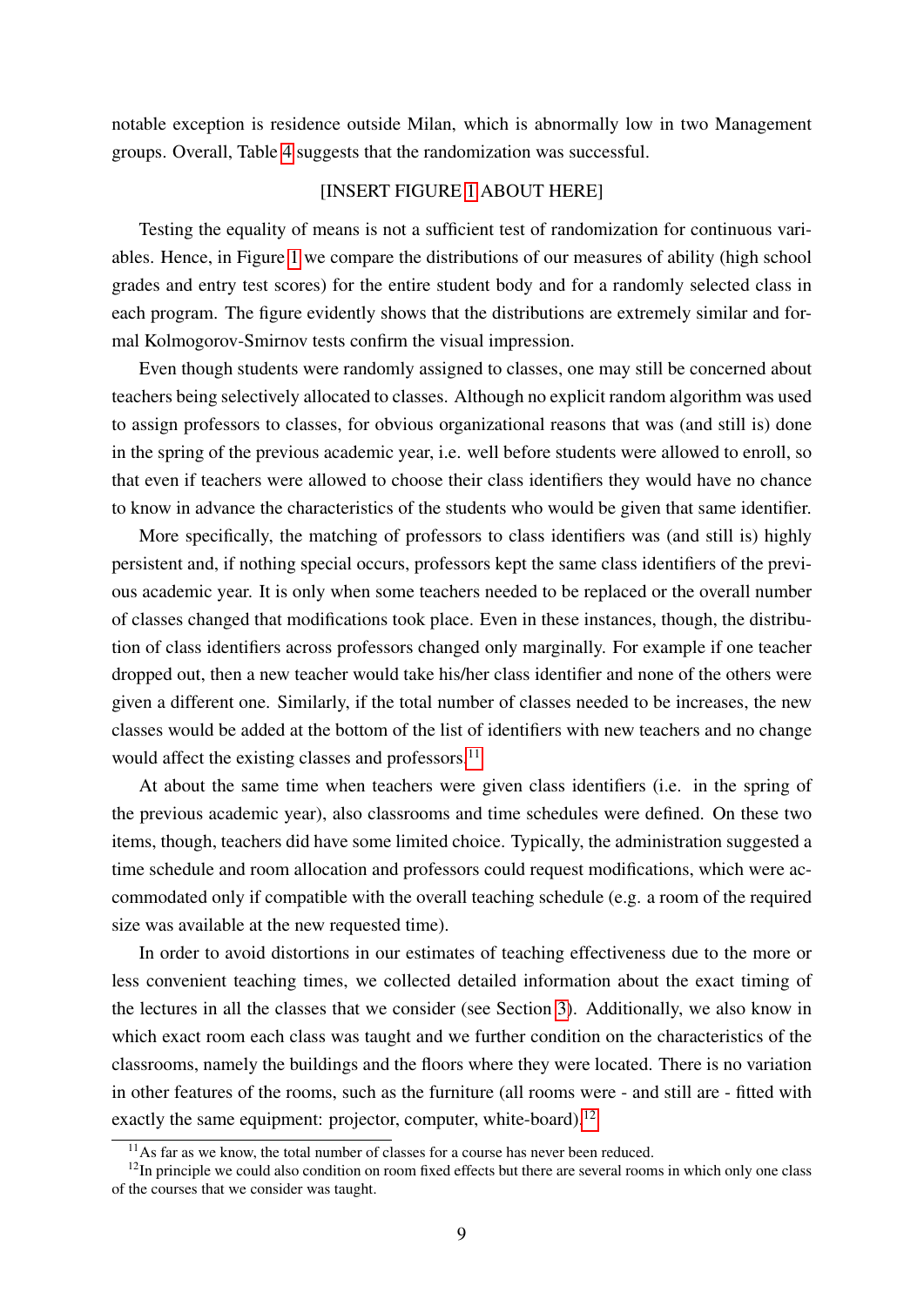notable exception is residence outside Milan, which is abnormally low in two Management groups. Overall, Table 4 suggests that the randomization was successful.

[INSERT FIGURE 1 ABOUT HERE]

Testing the equality of means is not a sufficient test of randomization for continuous variables. Hence, in Figure 1 we compare the distributions of our measures of ability (high school grades and entry test scores) for the entire student body and for a randomly selected class in each program. The figure evidently shows that the distributions are extremely similar and formal Kolmogorov-Smirnov tests confirm the visual impression.

Even though students were randomly assigned to classes, one may still be concerned about teachers being selectively allocated to classes. Although no explicit random algorithm was used to assign professors to classes, for obvious organizational reasons that was (and still is) done in the spring of the previous academic year, i.e. well before students were allowed to enroll, so that even if teachers were allowed to choose their class identifiers they would have no chance to know in advance the characteristics of the students who would be given that same identifier.

More specifically, the matching of professors to class identifiers was (and still is) highly persistent and, if nothing special occurs, professors kept the same class identifiers of the previous academic year. It is only when some teachers needed to be replaced or the overall number of classes changed that modifications took place. Even in these instances, though, the distribution of class identifiers across professors changed only marginally. For example if one teacher dropped out, then a new teacher would take his/her class identifier and none of the others were given a different one. Similarly, if the total number of classes needed to be increases, the new classes would be added at the bottom of the list of identifiers with new teachers and no change would affect the existing classes and professors.[11]

At about the same time when teachers were given class identifiers (i.e. in the spring of the previous academic year), also classrooms and time schedules were defined. On these two items, though, teachers did have some limited choice. Typically, the administration suggested a time schedule and room allocation and professors could request modifications, which were accommodated only if compatible with the overall teaching schedule (e.g. a room of the required size was available at the new requested time).

In order to avoid distortions in our estimates of teaching effectiveness due to the more or less convenient teaching times, we collected detailed information about the exact timing of the lectures in all the classes that we consider (see Section 3). Additionally, we also know in which exact room each class was taught and we further condition on the characteristics of the classrooms, namely the buildings and the floors where they were located. There is no variation in other features of the rooms, such as the furniture (all rooms were - and still are - fitted with exactly the same equipment: projector, computer, white-board).[12]

[11] As far as we know, the total number of classes for a course has never been reduced.

[12] In principle we could also condition on room fixed effects but there are several rooms in which only one class of the courses that we consider was taught.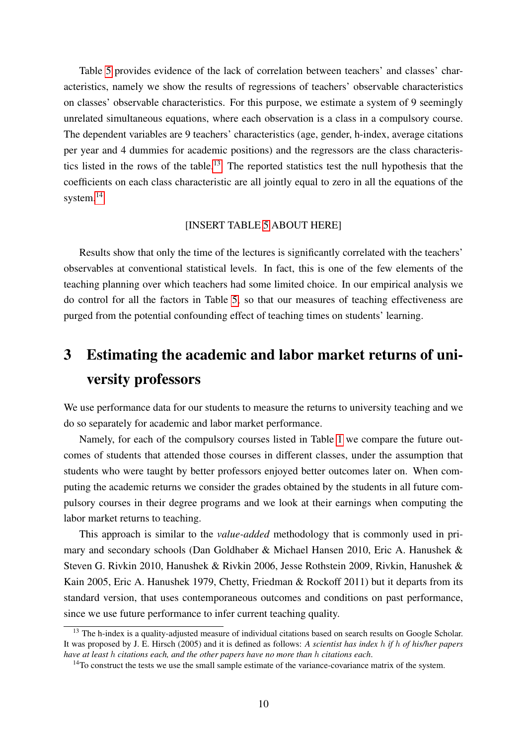Table 5 provides evidence of the lack of correlation between teachers' and classes' characteristics, namely we show the results of regressions of teachers' observable characteristics on classes' observable characteristics. For this purpose, we estimate a system of 9 seemingly unrelated simultaneous equations, where each observation is a class in a compulsory course. The dependent variables are 9 teachers' characteristics (age, gender, h-index, average citations per year and 4 dummies for academic positions) and the regressors are the class characteristics listed in the rows of the table.[13] The reported statistics test the null hypothesis that the coefficients on each class characteristic are all jointly equal to zero in all the equations of the system.[14]

[INSERT TABLE 5 ABOUT HERE]

Results show that only the time of the lectures is significantly correlated with the teachers' observables at conventional statistical levels. In fact, this is one of the few elements of the teaching planning over which teachers had some limited choice. In our empirical analysis we do control for all the factors in Table 5, so that our measures of teaching effectiveness are purged from the potential confounding effect of teaching times on students' learning.

# 3 Estimating the academic and labor market returns of university professors

We use performance data for our students to measure the returns to university teaching and we do so separately for academic and labor market performance.

Namely, for each of the compulsory courses listed in Table 1 we compare the future outcomes of students that attended those courses in different classes, under the assumption that students who were taught by better professors enjoyed better outcomes later on. When computing the academic returns we consider the grades obtained by the students in all future compulsory courses in their degree programs and we look at their earnings when computing the labor market returns to teaching.

This approach is similar to the *value-added* methodology that is commonly used in primary and secondary schools (Dan Goldhaber & Michael Hansen 2010, Eric A. Hanushek & Steven G. Rivkin 2010, Hanushek & Rivkin 2006, Jesse Rothstein 2009, Rivkin, Hanushek & Kain 2005, Eric A. Hanushek 1979, Chetty, Friedman & Rockoff 2011) but it departs from its standard version, that uses contemporaneous outcomes and conditions on past performance, since we use future performance to infer current teaching quality.

[13] The h-index is a quality-adjusted measure of individual citations based on search results on Google Scholar. It was proposed by J. E. Hirsch (2005) and it is defined as follows: *A scientist has index $h$ if $h$ of his/her papers have at least $h$ citations each, and the other papers have no more than $h$ citations each.*

[14] To construct the tests we use the small sample estimate of the variance-covariance matrix of the system.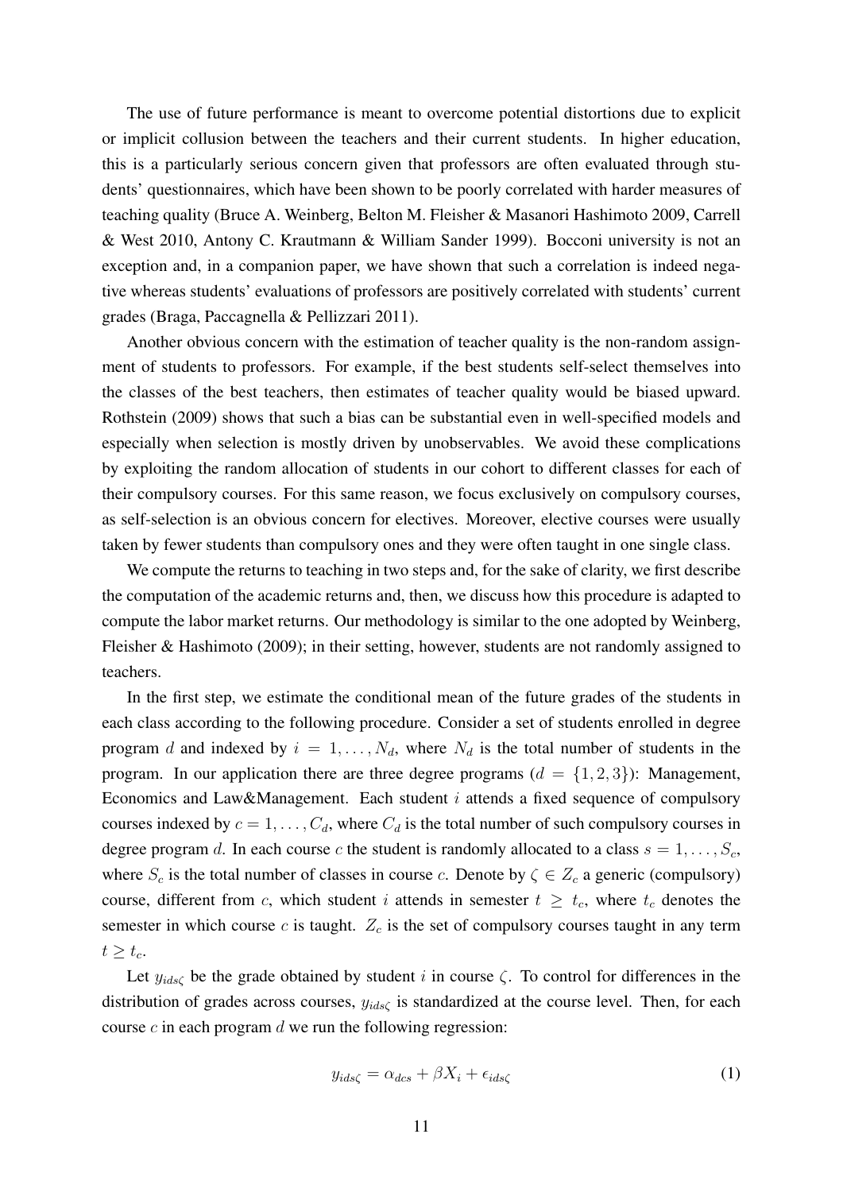The use of future performance is meant to overcome potential distortions due to explicit or implicit collusion between the teachers and their current students. In higher education, this is a particularly serious concern given that professors are often evaluated through students' questionnaires, which have been shown to be poorly correlated with harder measures of teaching quality (Bruce A. Weinberg, Belton M. Fleisher & Masanori Hashimoto 2009, Carrell & West 2010, Antony C. Krautmann & William Sander 1999). Bocconi university is not an exception and, in a companion paper, we have shown that such a correlation is indeed negative whereas students' evaluations of professors are positively correlated with students' current grades (Braga, Paccagnella & Pellizzari 2011).

Another obvious concern with the estimation of teacher quality is the non-random assignment of students to professors. For example, if the best students self-select themselves into the classes of the best teachers, then estimates of teacher quality would be biased upward. Rothstein (2009) shows that such a bias can be substantial even in well-specified models and especially when selection is mostly driven by unobservables. We avoid these complications by exploiting the random allocation of students in our cohort to different classes for each of their compulsory courses. For this same reason, we focus exclusively on compulsory courses, as self-selection is an obvious concern for electives. Moreover, elective courses were usually taken by fewer students than compulsory ones and they were often taught in one single class.

We compute the returns to teaching in two steps and, for the sake of clarity, we first describe the computation of the academic returns and, then, we discuss how this procedure is adapted to compute the labor market returns. Our methodology is similar to the one adopted by Weinberg, Fleisher & Hashimoto (2009); in their setting, however, students are not randomly assigned to teachers.

In the first step, we estimate the conditional mean of the future grades of the students in each class according to the following procedure. Consider a set of students enrolled in degree program $d$ and indexed by $i = 1, \ldots, N_d$, where $N_d$ is the total number of students in the program. In our application there are three degree programs ($d = \{1, 2, 3\}$): Management, Economics and Law&Management. Each student $i$ attends a fixed sequence of compulsory courses indexed by $c = 1, \ldots, C_d$, where $C_d$ is the total number of such compulsory courses in degree program $d$. In each course $c$ the student is randomly allocated to a class $s = 1, \ldots, S_c$, where $S_c$ is the total number of classes in course $c$. Denote by $\zeta \in Z_c$ a generic (compulsory) course, different from $c$, which student $i$ attends in semester $t \geq t_c$, where $t_c$ denotes the semester in which course $c$ is taught. $Z_c$ is the set of compulsory courses taught in any term $t \geq t_c$.

Let $y_{ids\zeta}$ be the grade obtained by student $i$ in course $\zeta$. To control for differences in the distribution of grades across courses, $y_{ids\zeta}$ is standardized at the course level. Then, for each course $c$ in each program $d$ we run the following regression:

$$y_{ids\zeta} = \alpha_{dcs} + \beta X_i + \epsilon_{ids\zeta} \tag{1}$$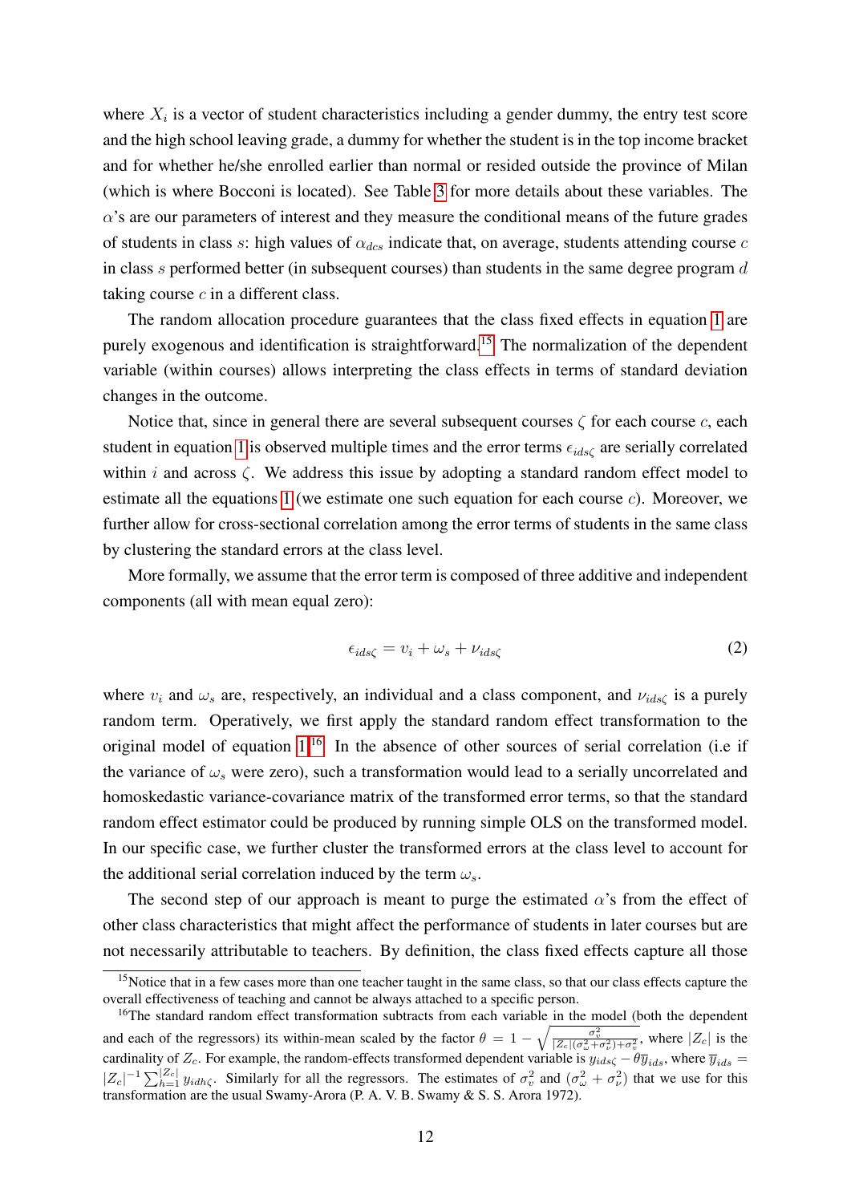where $X_i$ is a vector of student characteristics including a gender dummy, the entry test score and the high school leaving grade, a dummy for whether the student is in the top income bracket and for whether he/she enrolled earlier than normal or resided outside the province of Milan (which is where Bocconi is located). See Table 3 for more details about these variables. The $\alpha$'s are our parameters of interest and they measure the conditional means of the future grades of students in class $s$: high values of $\alpha_{dcs}$ indicate that, on average, students attending course $c$ in class $s$ performed better (in subsequent courses) than students in the same degree program $d$ taking course $c$ in a different class.

The random allocation procedure guarantees that the class fixed effects in equation 1 are purely exogenous and identification is straightforward.[15] The normalization of the dependent variable (within courses) allows interpreting the class effects in terms of standard deviation changes in the outcome.

Notice that, since in general there are several subsequent courses $\zeta$ for each course $c$, each student in equation 1 is observed multiple times and the error terms $\epsilon_{ids\zeta}$ are serially correlated within $i$ and across $\zeta$. We address this issue by adopting a standard random effect model to estimate all the equations 1 (we estimate one such equation for each course $c$). Moreover, we further allow for cross-sectional correlation among the error terms of students in the same class by clustering the standard errors at the class level.

More formally, we assume that the error term is composed of three additive and independent components (all with mean equal zero):

$$\epsilon_{ids\zeta} = v_i + \omega_s + \nu_{ids\zeta} \tag{2}$$

where $v_i$ and $\omega_s$ are, respectively, an individual and a class component, and $\nu_{ids\zeta}$ is a purely random term. Operatively, we first apply the standard random effect transformation to the original model of equation 1.[16] In the absence of other sources of serial correlation (i.e if the variance of $\omega_s$ were zero), such a transformation would lead to a serially uncorrelated and homoskedastic variance-covariance matrix of the transformed error terms, so that the standard random effect estimator could be produced by running simple OLS on the transformed model. In our specific case, we further cluster the transformed errors at the class level to account for the additional serial correlation induced by the term $\omega_s$.

The second step of our approach is meant to purge the estimated $\alpha$'s from the effect of other class characteristics that might affect the performance of students in later courses but are not necessarily attributable to teachers. By definition, the class fixed effects capture all those

[15] Notice that in a few cases more than one teacher taught in the same class, so that our class effects capture the overall effectiveness of teaching and cannot be always attached to a specific person.

[16] The standard random effect transformation subtracts from each variable in the model (both the dependent and each of the regressors) its within-mean scaled by the factor $\theta = 1 - \sqrt{\frac{\sigma_v^2}{|Z_c|(\sigma_\omega^2+\sigma_\nu^2)+\sigma_v^2}}$, where $|Z_c|$ is the cardinality of $Z_c$. For example, the random-effects transformed dependent variable is $y_{ids\zeta} - \theta \overline{y}_{ids}$, where $\overline{y}_{ids} = |Z_c|^{-1} \sum_{h=1}^{|Z_c|} y_{idh\zeta}$. Similarly for all the regressors. The estimates of $\sigma_v^2$ and $(\sigma_\omega^2 + \sigma_\nu^2)$ that we use for this transformation are the usual Swamy-Arora (P. A. V. B. Swamy & S. S. Arora 1972).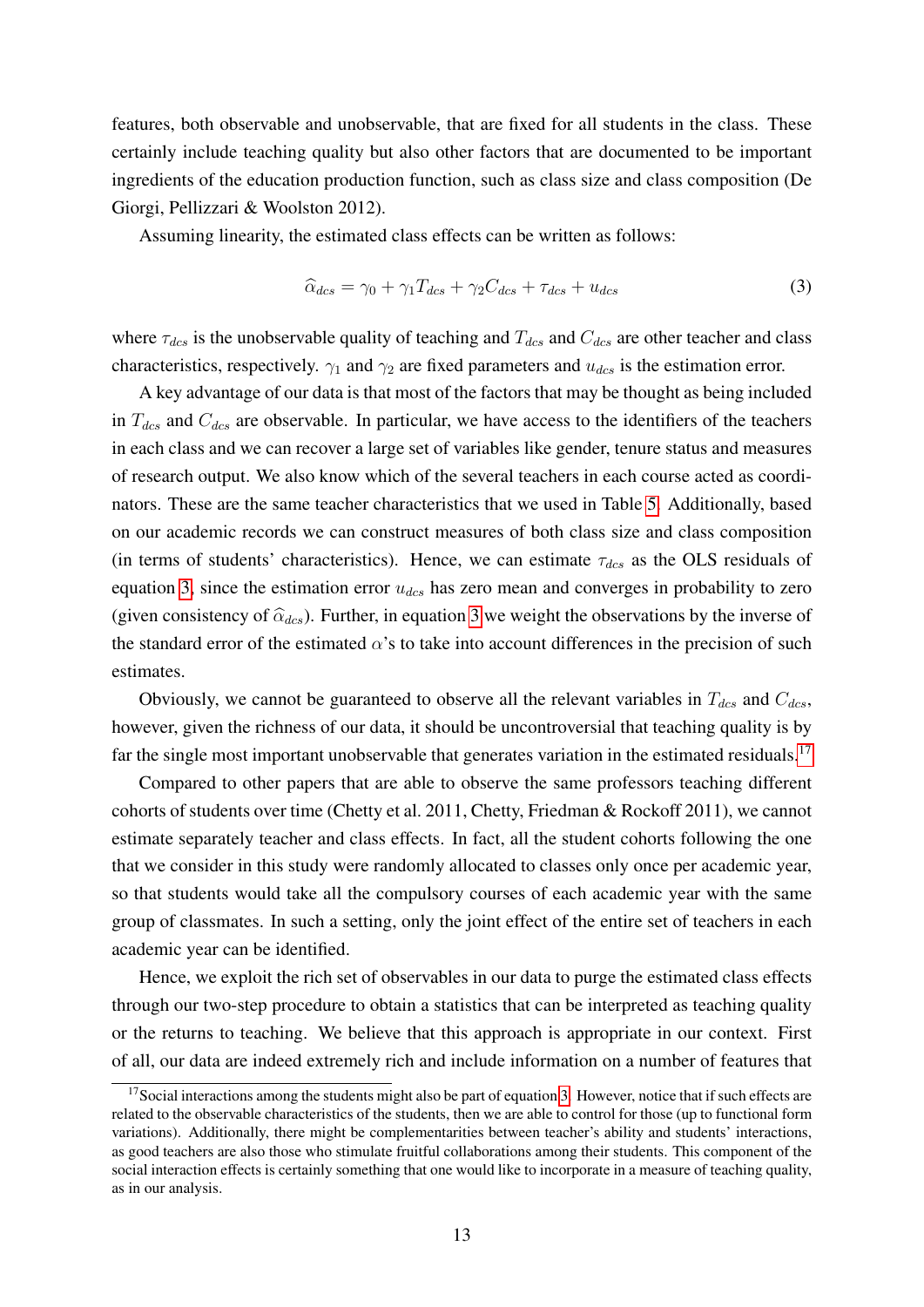features, both observable and unobservable, that are fixed for all students in the class. These certainly include teaching quality but also other factors that are documented to be important ingredients of the education production function, such as class size and class composition (De Giorgi, Pellizzari & Woolston 2012).

Assuming linearity, the estimated class effects can be written as follows:

$$\widehat{\alpha}_{dcs} = \gamma_0 + \gamma_1 T_{dcs} + \gamma_2 C_{dcs} + \tau_{dcs} + u_{dcs} \tag{3}$$

where $\tau_{dcs}$ is the unobservable quality of teaching and $T_{dcs}$ and $C_{dcs}$ are other teacher and class characteristics, respectively. $\gamma_1$ and $\gamma_2$ are fixed parameters and $u_{dcs}$ is the estimation error.

A key advantage of our data is that most of the factors that may be thought as being included in $T_{dcs}$ and $C_{dcs}$ are observable. In particular, we have access to the identifiers of the teachers in each class and we can recover a large set of variables like gender, tenure status and measures of research output. We also know which of the several teachers in each course acted as coordinators. These are the same teacher characteristics that we used in Table 5. Additionally, based on our academic records we can construct measures of both class size and class composition (in terms of students' characteristics). Hence, we can estimate $\tau_{dcs}$ as the OLS residuals of equation 3, since the estimation error $u_{dcs}$ has zero mean and converges in probability to zero (given consistency of $\widehat{\alpha}_{dcs}$). Further, in equation 3 we weight the observations by the inverse of the standard error of the estimated $\alpha$'s to take into account differences in the precision of such estimates.

Obviously, we cannot be guaranteed to observe all the relevant variables in $T_{dcs}$ and $C_{dcs}$, however, given the richness of our data, it should be uncontroversial that teaching quality is by far the single most important unobservable that generates variation in the estimated residuals.[17]

Compared to other papers that are able to observe the same professors teaching different cohorts of students over time (Chetty et al. 2011, Chetty, Friedman & Rockoff 2011), we cannot estimate separately teacher and class effects. In fact, all the student cohorts following the one that we consider in this study were randomly allocated to classes only once per academic year, so that students would take all the compulsory courses of each academic year with the same group of classmates. In such a setting, only the joint effect of the entire set of teachers in each academic year can be identified.

Hence, we exploit the rich set of observables in our data to purge the estimated class effects through our two-step procedure to obtain a statistics that can be interpreted as teaching quality or the returns to teaching. We believe that this approach is appropriate in our context. First of all, our data are indeed extremely rich and include information on a number of features that

[17] Social interactions among the students might also be part of equation 3. However, notice that if such effects are related to the observable characteristics of the students, then we are able to control for those (up to functional form variations). Additionally, there might be complementarities between teacher's ability and students' interactions, as good teachers are also those who stimulate fruitful collaborations among their students. This component of the social interaction effects is certainly something that one would like to incorporate in a measure of teaching quality, as in our analysis.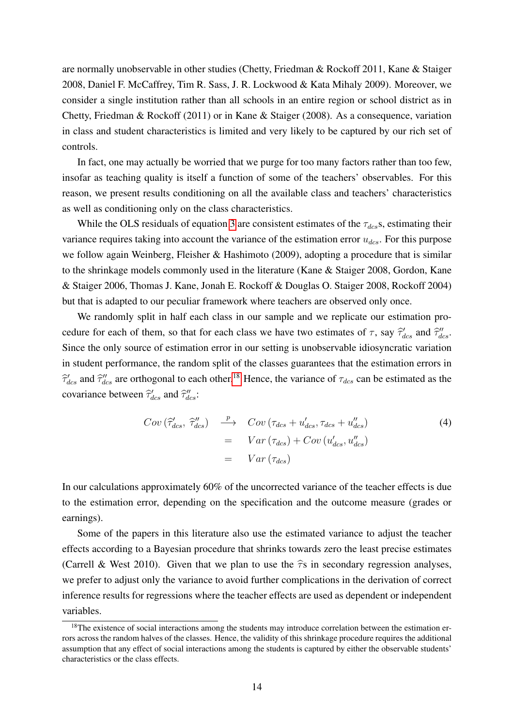are normally unobservable in other studies (Chetty, Friedman & Rockoff 2011, Kane & Staiger 2008, Daniel F. McCaffrey, Tim R. Sass, J. R. Lockwood & Kata Mihaly 2009). Moreover, we consider a single institution rather than all schools in an entire region or school district as in Chetty, Friedman & Rockoff (2011) or in Kane & Staiger (2008). As a consequence, variation in class and student characteristics is limited and very likely to be captured by our rich set of controls.

In fact, one may actually be worried that we purge for too many factors rather than too few, insofar as teaching quality is itself a function of some of the teachers' observables. For this reason, we present results conditioning on all the available class and teachers' characteristics as well as conditioning only on the class characteristics.

While the OLS residuals of equation 3 are consistent estimates of the $\tau_{dcs}$s, estimating their variance requires taking into account the variance of the estimation error $u_{dcs}$. For this purpose we follow again Weinberg, Fleisher & Hashimoto (2009), adopting a procedure that is similar to the shrinkage models commonly used in the literature (Kane & Staiger 2008, Gordon, Kane & Staiger 2006, Thomas J. Kane, Jonah E. Rockoff & Douglas O. Staiger 2008, Rockoff 2004) but that is adapted to our peculiar framework where teachers are observed only once.

We randomly split in half each class in our sample and we replicate our estimation procedure for each of them, so that for each class we have two estimates of $\tau$, say $\widehat{\tau}'_{dcs}$ and $\widehat{\tau}''_{dcs}$. Since the only source of estimation error in our setting is unobservable idiosyncratic variation in student performance, the random split of the classes guarantees that the estimation errors in $\widehat{\tau}'_{dcs}$ and $\widehat{\tau}''_{dcs}$ are orthogonal to each other.[18] Hence, the variance of $\tau_{dcs}$ can be estimated as the covariance between $\widehat{\tau}'_{dcs}$ and $\widehat{\tau}''_{dcs}$:

$$
\begin{aligned}
Cov\left(\widehat{\tau}'_{dcs},\ \widehat{\tau}''_{dcs}\right) &\overset{p}{\longrightarrow} Cov\left(\tau_{dcs} + u'_{dcs}, \tau_{dcs} + u''_{dcs}\right) \\
&= Var\left(\tau_{dcs}\right) + Cov\left(u'_{dcs}, u''_{dcs}\right) \\
&= Var\left(\tau_{dcs}\right)
\end{aligned} \tag{4}
$$

In our calculations approximately 60% of the uncorrected variance of the teacher effects is due to the estimation error, depending on the specification and the outcome measure (grades or earnings).

Some of the papers in this literature also use the estimated variance to adjust the teacher effects according to a Bayesian procedure that shrinks towards zero the least precise estimates (Carrell & West 2010). Given that we plan to use the $\widehat{\tau}$s in secondary regression analyses, we prefer to adjust only the variance to avoid further complications in the derivation of correct inference results for regressions where the teacher effects are used as dependent or independent variables.

[18] The existence of social interactions among the students may introduce correlation between the estimation errors across the random halves of the classes. Hence, the validity of this shrinkage procedure requires the additional assumption that any effect of social interactions among the students is captured by either the observable students' characteristics or the class effects.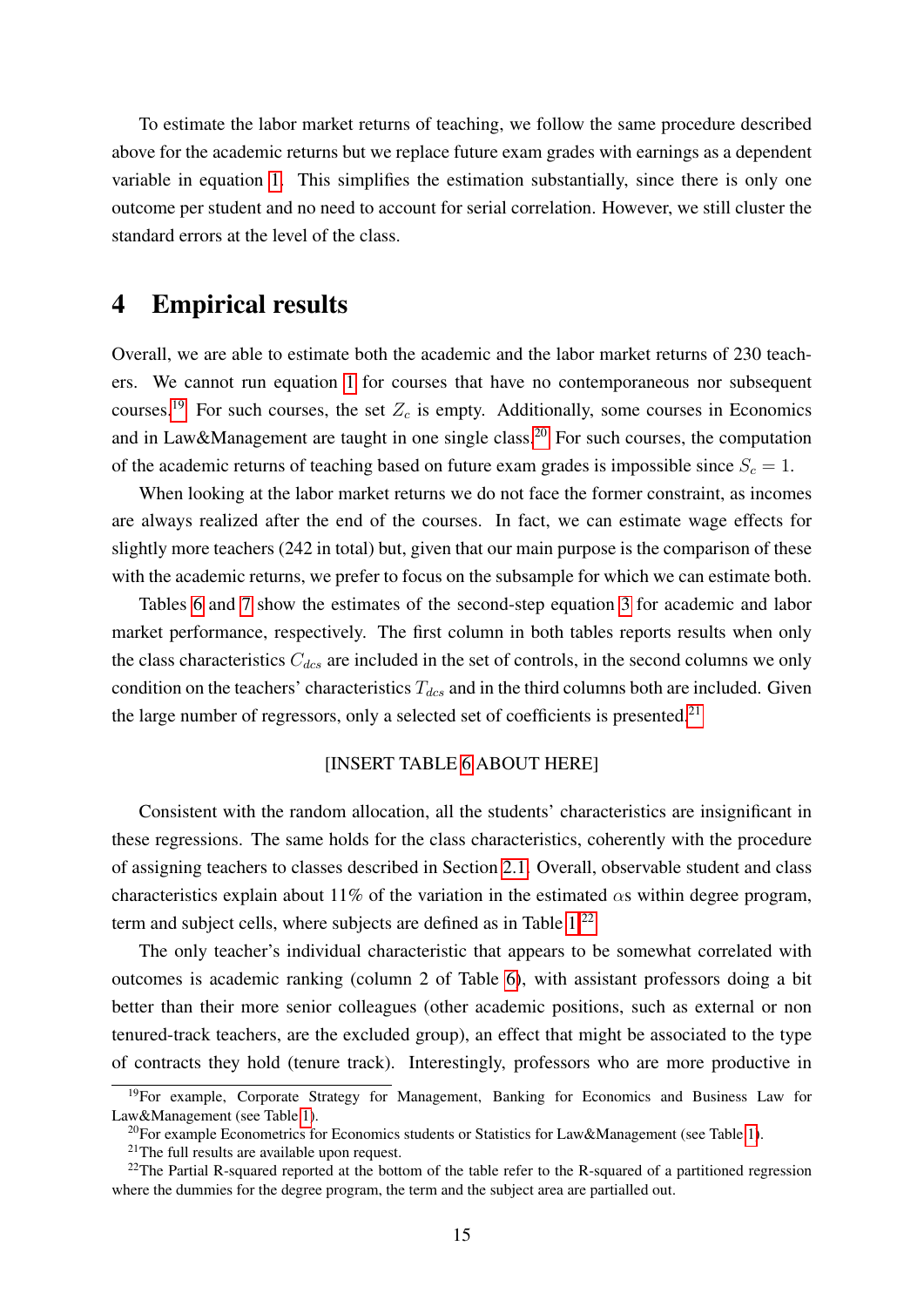To estimate the labor market returns of teaching, we follow the same procedure described above for the academic returns but we replace future exam grades with earnings as a dependent variable in equation 1. This simplifies the estimation substantially, since there is only one outcome per student and no need to account for serial correlation. However, we still cluster the standard errors at the level of the class.

# 4 Empirical results

Overall, we are able to estimate both the academic and the labor market returns of 230 teachers. We cannot run equation 1 for courses that have no contemporaneous nor subsequent courses.[19] For such courses, the set $Z_c$ is empty. Additionally, some courses in Economics and in Law&Management are taught in one single class.[20] For such courses, the computation of the academic returns of teaching based on future exam grades is impossible since $S_c = 1$.

When looking at the labor market returns we do not face the former constraint, as incomes are always realized after the end of the courses. In fact, we can estimate wage effects for slightly more teachers (242 in total) but, given that our main purpose is the comparison of these with the academic returns, we prefer to focus on the subsample for which we can estimate both.

Tables 6 and 7 show the estimates of the second-step equation 3 for academic and labor market performance, respectively. The first column in both tables reports results when only the class characteristics $C_{dcs}$ are included in the set of controls, in the second columns we only condition on the teachers' characteristics $T_{dcs}$ and in the third columns both are included. Given the large number of regressors, only a selected set of coefficients is presented.[21]

[INSERT TABLE 6 ABOUT HERE]

Consistent with the random allocation, all the students' characteristics are insignificant in these regressions. The same holds for the class characteristics, coherently with the procedure of assigning teachers to classes described in Section 2.1. Overall, observable student and class characteristics explain about 11% of the variation in the estimated $\alpha$s within degree program, term and subject cells, where subjects are defined as in Table 1.[22]

The only teacher's individual characteristic that appears to be somewhat correlated with outcomes is academic ranking (column 2 of Table 6), with assistant professors doing a bit better than their more senior colleagues (other academic positions, such as external or non tenured-track teachers, are the excluded group), an effect that might be associated to the type of contracts they hold (tenure track). Interestingly, professors who are more productive in

[19] For example, Corporate Strategy for Management, Banking for Economics and Business Law for Law&Management (see Table 1).

[20] For example Econometrics for Economics students or Statistics for Law&Management (see Table 1).

[21] The full results are available upon request.

[22] The Partial R-squared reported at the bottom of the table refer to the R-squared of a partitioned regression where the dummies for the degree program, the term and the subject area are partialled out.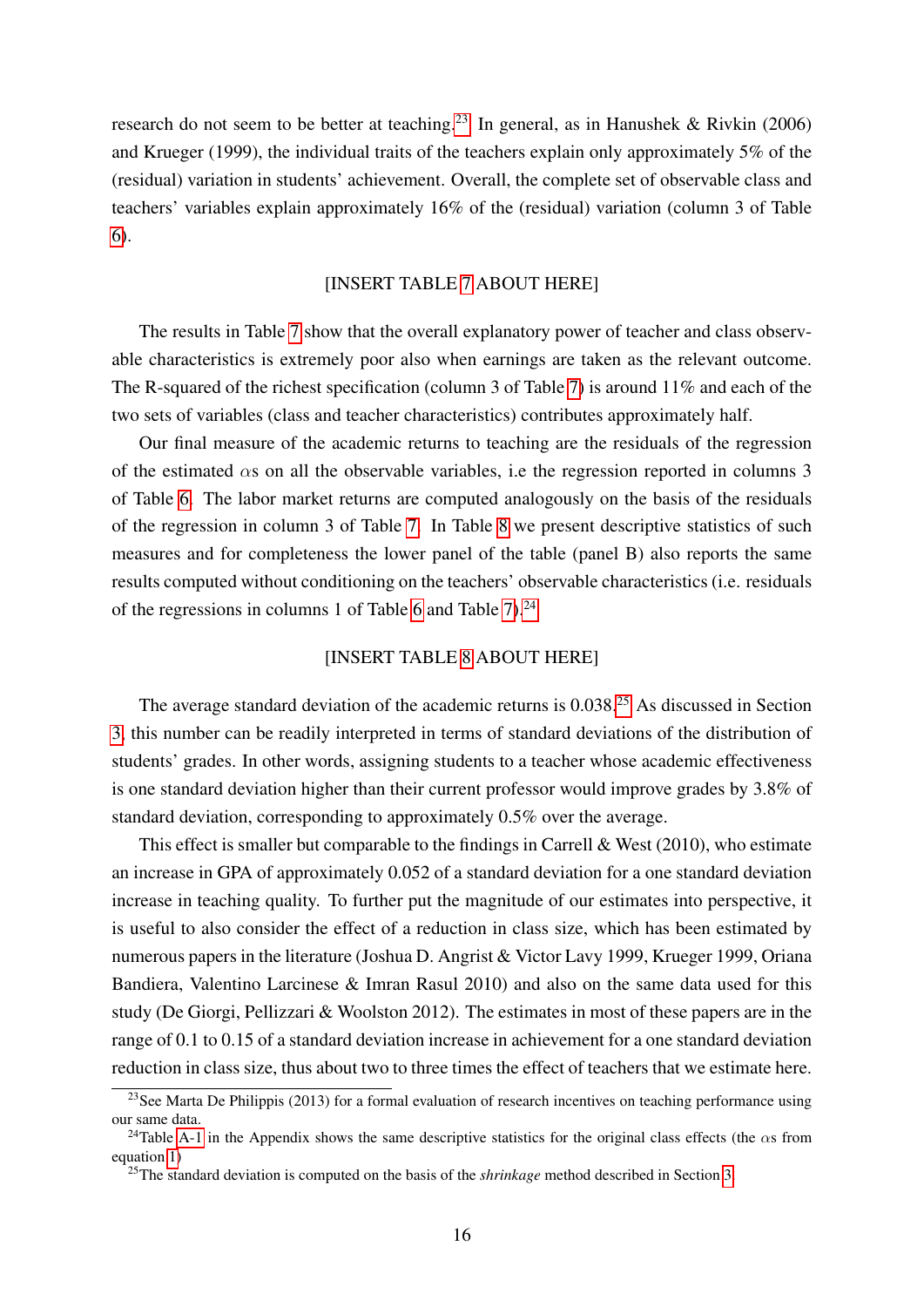research do not seem to be better at teaching.[23] In general, as in Hanushek & Rivkin (2006) and Krueger (1999), the individual traits of the teachers explain only approximately 5% of the (residual) variation in students' achievement. Overall, the complete set of observable class and teachers' variables explain approximately 16% of the (residual) variation (column 3 of Table 6).

[INSERT TABLE 7 ABOUT HERE]

The results in Table 7 show that the overall explanatory power of teacher and class observable characteristics is extremely poor also when earnings are taken as the relevant outcome. The R-squared of the richest specification (column 3 of Table 7) is around 11% and each of the two sets of variables (class and teacher characteristics) contributes approximately half.

Our final measure of the academic returns to teaching are the residuals of the regression of the estimated $\alpha$s on all the observable variables, i.e the regression reported in columns 3 of Table 6. The labor market returns are computed analogously on the basis of the residuals of the regression in column 3 of Table 7. In Table 8 we present descriptive statistics of such measures and for completeness the lower panel of the table (panel B) also reports the same results computed without conditioning on the teachers' observable characteristics (i.e. residuals of the regressions in columns 1 of Table 6 and Table 7).[24]

[INSERT TABLE 8 ABOUT HERE]

The average standard deviation of the academic returns is 0.038.[25] As discussed in Section 3, this number can be readily interpreted in terms of standard deviations of the distribution of students' grades. In other words, assigning students to a teacher whose academic effectiveness is one standard deviation higher than their current professor would improve grades by 3.8% of standard deviation, corresponding to approximately 0.5% over the average.

This effect is smaller but comparable to the findings in Carrell & West (2010), who estimate an increase in GPA of approximately 0.052 of a standard deviation for a one standard deviation increase in teaching quality. To further put the magnitude of our estimates into perspective, it is useful to also consider the effect of a reduction in class size, which has been estimated by numerous papers in the literature (Joshua D. Angrist & Victor Lavy 1999, Krueger 1999, Oriana Bandiera, Valentino Larcinese & Imran Rasul 2010) and also on the same data used for this study (De Giorgi, Pellizzari & Woolston 2012). The estimates in most of these papers are in the range of 0.1 to 0.15 of a standard deviation increase in achievement for a one standard deviation reduction in class size, thus about two to three times the effect of teachers that we estimate here.

---

[23] See Marta De Philippis (2013) for a formal evaluation of research incentives on teaching performance using our same data.

[24] Table A-1 in the Appendix shows the same descriptive statistics for the original class effects (the $\alpha$s from equation 1)

[25] The standard deviation is computed on the basis of the *shrinkage* method described in Section 3.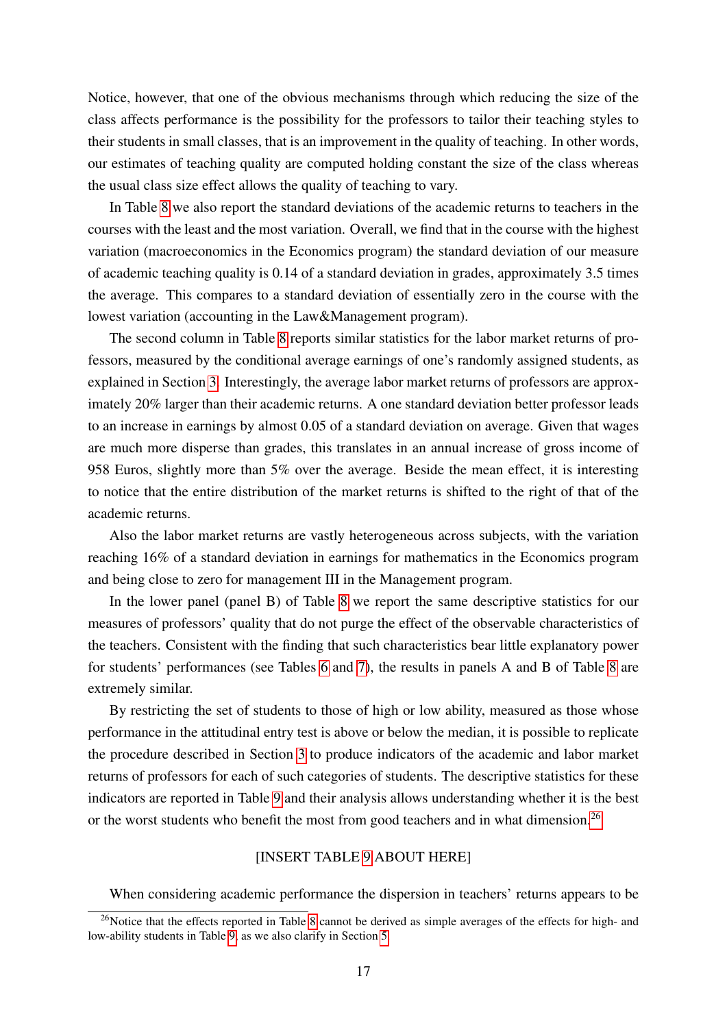Notice, however, that one of the obvious mechanisms through which reducing the size of the class affects performance is the possibility for the professors to tailor their teaching styles to their students in small classes, that is an improvement in the quality of teaching. In other words, our estimates of teaching quality are computed holding constant the size of the class whereas the usual class size effect allows the quality of teaching to vary.

In Table 8 we also report the standard deviations of the academic returns to teachers in the courses with the least and the most variation. Overall, we find that in the course with the highest variation (macroeconomics in the Economics program) the standard deviation of our measure of academic teaching quality is 0.14 of a standard deviation in grades, approximately 3.5 times the average. This compares to a standard deviation of essentially zero in the course with the lowest variation (accounting in the Law&Management program).

The second column in Table 8 reports similar statistics for the labor market returns of professors, measured by the conditional average earnings of one's randomly assigned students, as explained in Section 3. Interestingly, the average labor market returns of professors are approximately 20% larger than their academic returns. A one standard deviation better professor leads to an increase in earnings by almost 0.05 of a standard deviation on average. Given that wages are much more disperse than grades, this translates in an annual increase of gross income of 958 Euros, slightly more than 5% over the average. Beside the mean effect, it is interesting to notice that the entire distribution of the market returns is shifted to the right of that of the academic returns.

Also the labor market returns are vastly heterogeneous across subjects, with the variation reaching 16% of a standard deviation in earnings for mathematics in the Economics program and being close to zero for management III in the Management program.

In the lower panel (panel B) of Table 8 we report the same descriptive statistics for our measures of professors' quality that do not purge the effect of the observable characteristics of the teachers. Consistent with the finding that such characteristics bear little explanatory power for students' performances (see Tables 6 and 7), the results in panels A and B of Table 8 are extremely similar.

By restricting the set of students to those of high or low ability, measured as those whose performance in the attitudinal entry test is above or below the median, it is possible to replicate the procedure described in Section 3 to produce indicators of the academic and labor market returns of professors for each of such categories of students. The descriptive statistics for these indicators are reported in Table 9 and their analysis allows understanding whether it is the best or the worst students who benefit the most from good teachers and in what dimension.[26]

[INSERT TABLE 9 ABOUT HERE]

When considering academic performance the dispersion in teachers' returns appears to be

[26] Notice that the effects reported in Table 8 cannot be derived as simple averages of the effects for high- and low-ability students in Table 9, as we also clarify in Section 5.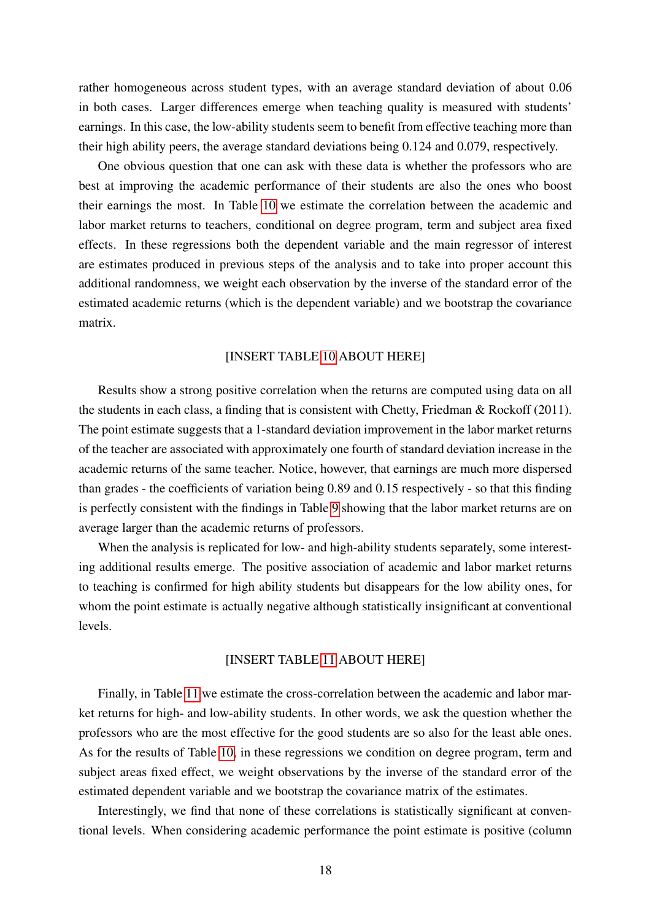rather homogeneous across student types, with an average standard deviation of about 0.06 in both cases. Larger differences emerge when teaching quality is measured with students' earnings. In this case, the low-ability students seem to benefit from effective teaching more than their high ability peers, the average standard deviations being 0.124 and 0.079, respectively.

One obvious question that one can ask with these data is whether the professors who are best at improving the academic performance of their students are also the ones who boost their earnings the most. In Table 10 we estimate the correlation between the academic and labor market returns to teachers, conditional on degree program, term and subject area fixed effects. In these regressions both the dependent variable and the main regressor of interest are estimates produced in previous steps of the analysis and to take into proper account this additional randomness, we weight each observation by the inverse of the standard error of the estimated academic returns (which is the dependent variable) and we bootstrap the covariance matrix.

[INSERT TABLE 10 ABOUT HERE]

Results show a strong positive correlation when the returns are computed using data on all the students in each class, a finding that is consistent with Chetty, Friedman & Rockoff (2011). The point estimate suggests that a 1-standard deviation improvement in the labor market returns of the teacher are associated with approximately one fourth of standard deviation increase in the academic returns of the same teacher. Notice, however, that earnings are much more dispersed than grades - the coefficients of variation being 0.89 and 0.15 respectively - so that this finding is perfectly consistent with the findings in Table 9 showing that the labor market returns are on average larger than the academic returns of professors.

When the analysis is replicated for low- and high-ability students separately, some interesting additional results emerge. The positive association of academic and labor market returns to teaching is confirmed for high ability students but disappears for the low ability ones, for whom the point estimate is actually negative although statistically insignificant at conventional levels.

[INSERT TABLE 11 ABOUT HERE]

Finally, in Table 11 we estimate the cross-correlation between the academic and labor market returns for high- and low-ability students. In other words, we ask the question whether the professors who are the most effective for the good students are so also for the least able ones. As for the results of Table 10, in these regressions we condition on degree program, term and subject areas fixed effect, we weight observations by the inverse of the standard error of the estimated dependent variable and we bootstrap the covariance matrix of the estimates.

Interestingly, we find that none of these correlations is statistically significant at conventional levels. When considering academic performance the point estimate is positive (column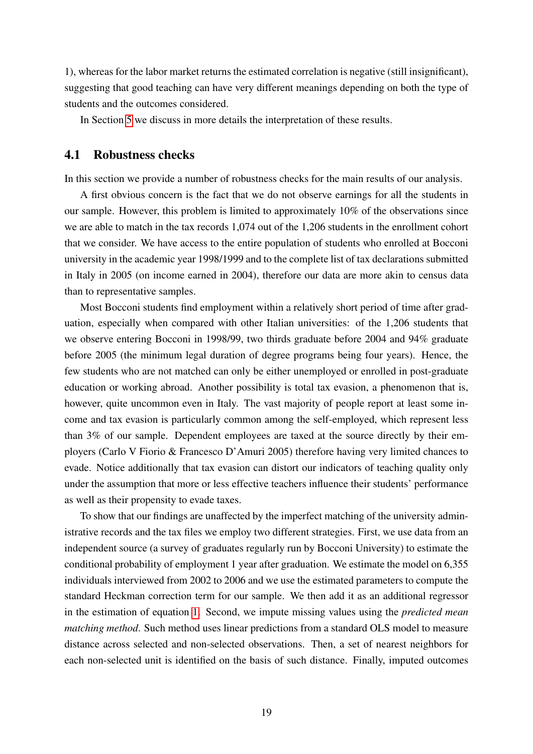1), whereas for the labor market returns the estimated correlation is negative (still insignificant), suggesting that good teaching can have very different meanings depending on both the type of students and the outcomes considered.

In Section 5 we discuss in more details the interpretation of these results.

## 4.1 Robustness checks

In this section we provide a number of robustness checks for the main results of our analysis.

A first obvious concern is the fact that we do not observe earnings for all the students in our sample. However, this problem is limited to approximately 10% of the observations since we are able to match in the tax records 1,074 out of the 1,206 students in the enrollment cohort that we consider. We have access to the entire population of students who enrolled at Bocconi university in the academic year 1998/1999 and to the complete list of tax declarations submitted in Italy in 2005 (on income earned in 2004), therefore our data are more akin to census data than to representative samples.

Most Bocconi students find employment within a relatively short period of time after graduation, especially when compared with other Italian universities: of the 1,206 students that we observe entering Bocconi in 1998/99, two thirds graduate before 2004 and 94% graduate before 2005 (the minimum legal duration of degree programs being four years). Hence, the few students who are not matched can only be either unemployed or enrolled in post-graduate education or working abroad. Another possibility is total tax evasion, a phenomenon that is, however, quite uncommon even in Italy. The vast majority of people report at least some income and tax evasion is particularly common among the self-employed, which represent less than 3% of our sample. Dependent employees are taxed at the source directly by their employers (Carlo V Fiorio & Francesco D'Amuri 2005) therefore having very limited chances to evade. Notice additionally that tax evasion can distort our indicators of teaching quality only under the assumption that more or less effective teachers influence their students' performance as well as their propensity to evade taxes.

To show that our findings are unaffected by the imperfect matching of the university administrative records and the tax files we employ two different strategies. First, we use data from an independent source (a survey of graduates regularly run by Bocconi University) to estimate the conditional probability of employment 1 year after graduation. We estimate the model on 6,355 individuals interviewed from 2002 to 2006 and we use the estimated parameters to compute the standard Heckman correction term for our sample. We then add it as an additional regressor in the estimation of equation 1. Second, we impute missing values using the *predicted mean matching method*. Such method uses linear predictions from a standard OLS model to measure distance across selected and non-selected observations. Then, a set of nearest neighbors for each non-selected unit is identified on the basis of such distance. Finally, imputed outcomes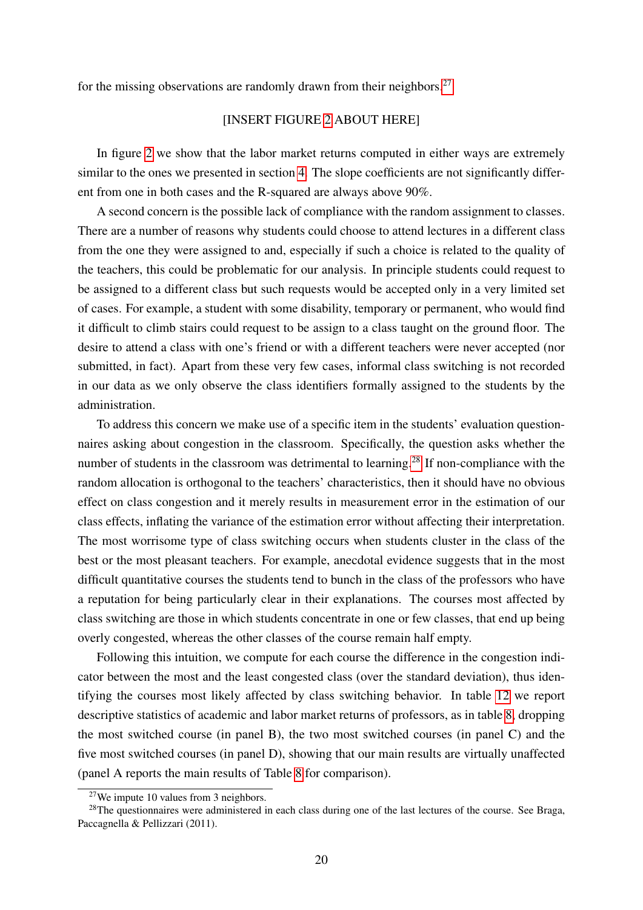for the missing observations are randomly drawn from their neighbors.[27]

[INSERT FIGURE 2 ABOUT HERE]

In figure 2 we show that the labor market returns computed in either ways are extremely similar to the ones we presented in section 4. The slope coefficients are not significantly different from one in both cases and the R-squared are always above 90%.

A second concern is the possible lack of compliance with the random assignment to classes. There are a number of reasons why students could choose to attend lectures in a different class from the one they were assigned to and, especially if such a choice is related to the quality of the teachers, this could be problematic for our analysis. In principle students could request to be assigned to a different class but such requests would be accepted only in a very limited set of cases. For example, a student with some disability, temporary or permanent, who would find it difficult to climb stairs could request to be assign to a class taught on the ground floor. The desire to attend a class with one's friend or with a different teachers were never accepted (nor submitted, in fact). Apart from these very few cases, informal class switching is not recorded in our data as we only observe the class identifiers formally assigned to the students by the administration.

To address this concern we make use of a specific item in the students' evaluation questionnaires asking about congestion in the classroom. Specifically, the question asks whether the number of students in the classroom was detrimental to learning.[28] If non-compliance with the random allocation is orthogonal to the teachers' characteristics, then it should have no obvious effect on class congestion and it merely results in measurement error in the estimation of our class effects, inflating the variance of the estimation error without affecting their interpretation. The most worrisome type of class switching occurs when students cluster in the class of the best or the most pleasant teachers. For example, anecdotal evidence suggests that in the most difficult quantitative courses the students tend to bunch in the class of the professors who have a reputation for being particularly clear in their explanations. The courses most affected by class switching are those in which students concentrate in one or few classes, that end up being overly congested, whereas the other classes of the course remain half empty.

Following this intuition, we compute for each course the difference in the congestion indicator between the most and the least congested class (over the standard deviation), thus identifying the courses most likely affected by class switching behavior. In table 12 we report descriptive statistics of academic and labor market returns of professors, as in table 8, dropping the most switched course (in panel B), the two most switched courses (in panel C) and the five most switched courses (in panel D), showing that our main results are virtually unaffected (panel A reports the main results of Table 8 for comparison).

[27] We impute 10 values from 3 neighbors.

[28] The questionnaires were administered in each class during one of the last lectures of the course. See Braga, Paccagnella & Pellizzari (2011).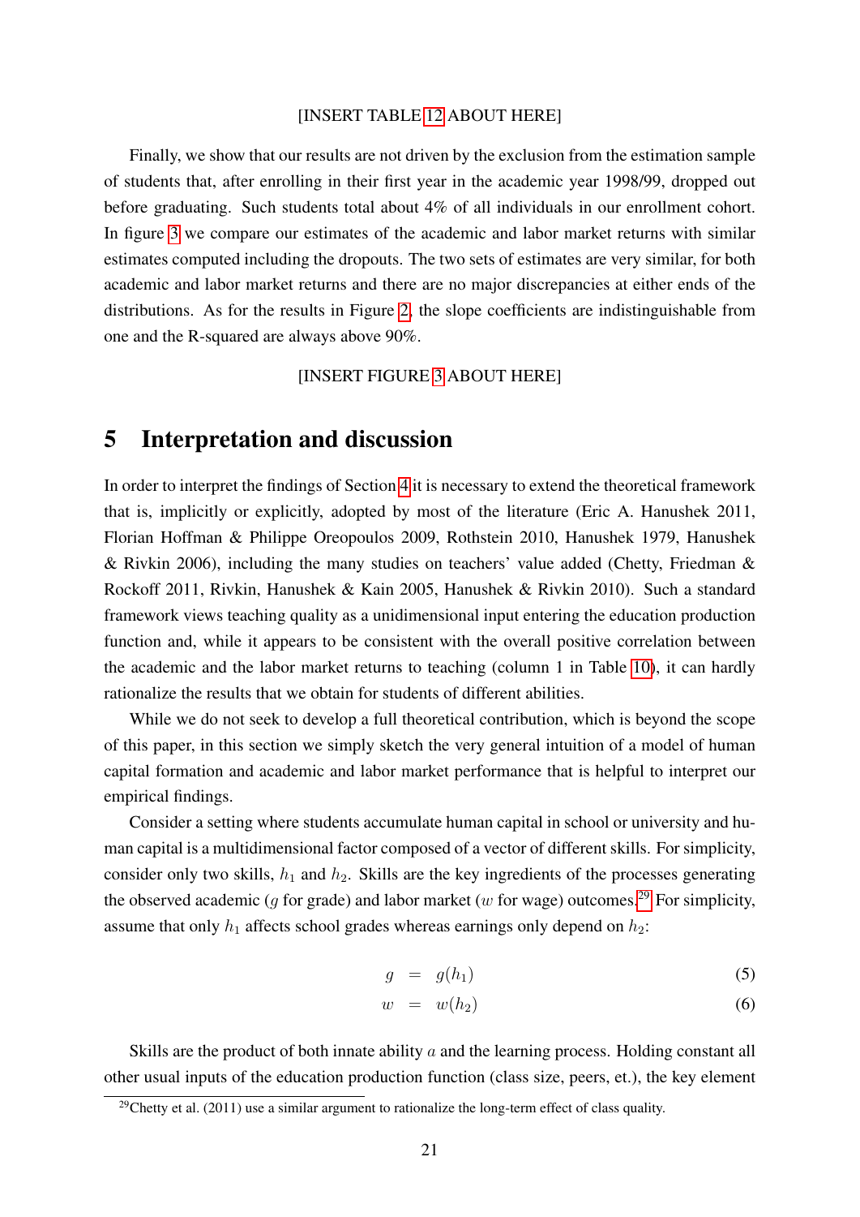[INSERT TABLE 12 ABOUT HERE]

Finally, we show that our results are not driven by the exclusion from the estimation sample of students that, after enrolling in their first year in the academic year 1998/99, dropped out before graduating. Such students total about 4% of all individuals in our enrollment cohort. In figure 3 we compare our estimates of the academic and labor market returns with similar estimates computed including the dropouts. The two sets of estimates are very similar, for both academic and labor market returns and there are no major discrepancies at either ends of the distributions. As for the results in Figure 2, the slope coefficients are indistinguishable from one and the R-squared are always above 90%.

[INSERT FIGURE 3 ABOUT HERE]

# 5 Interpretation and discussion

In order to interpret the findings of Section 4 it is necessary to extend the theoretical framework that is, implicitly or explicitly, adopted by most of the literature (Eric A. Hanushek 2011, Florian Hoffman & Philippe Oreopoulos 2009, Rothstein 2010, Hanushek 1979, Hanushek & Rivkin 2006), including the many studies on teachers' value added (Chetty, Friedman & Rockoff 2011, Rivkin, Hanushek & Kain 2005, Hanushek & Rivkin 2010). Such a standard framework views teaching quality as a unidimensional input entering the education production function and, while it appears to be consistent with the overall positive correlation between the academic and the labor market returns to teaching (column 1 in Table 10), it can hardly rationalize the results that we obtain for students of different abilities.

While we do not seek to develop a full theoretical contribution, which is beyond the scope of this paper, in this section we simply sketch the very general intuition of a model of human capital formation and academic and labor market performance that is helpful to interpret our empirical findings.

Consider a setting where students accumulate human capital in school or university and human capital is a multidimensional factor composed of a vector of different skills. For simplicity, consider only two skills, $h_1$ and $h_2$. Skills are the key ingredients of the processes generating the observed academic ($g$ for grade) and labor market ($w$ for wage) outcomes.[29] For simplicity, assume that only $h_1$ affects school grades whereas earnings only depend on $h_2$:

$$g = g(h_1) \tag{5}$$

$$w = w(h_2) \tag{6}$$

Skills are the product of both innate ability $a$ and the learning process. Holding constant all other usual inputs of the education production function (class size, peers, et.), the key element

[29] Chetty et al. (2011) use a similar argument to rationalize the long-term effect of class quality.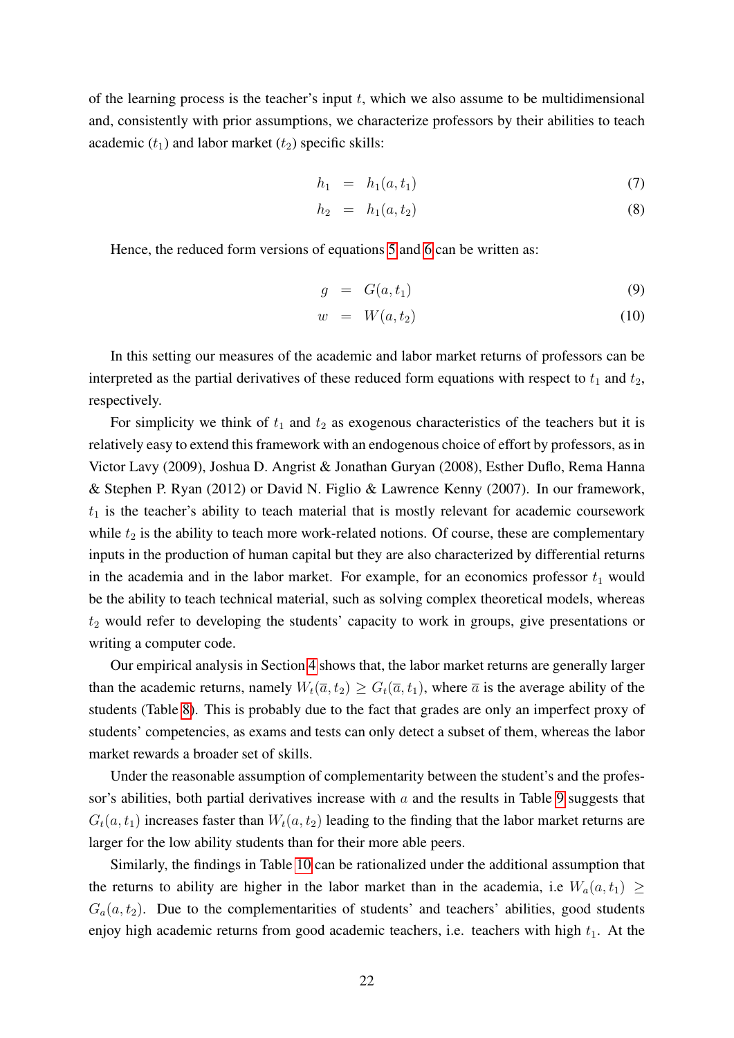of the learning process is the teacher's input $t$, which we also assume to be multidimensional and, consistently with prior assumptions, we characterize professors by their abilities to teach academic ($t_1$) and labor market ($t_2$) specific skills:

$$h_1 = h_1(a, t_1) \tag{7}$$

$$h_2 = h_1(a, t_2) \tag{8}$$

Hence, the reduced form versions of equations 5 and 6 can be written as:

$$g = G(a, t_1) \tag{9}$$

$$w = W(a, t_2) \tag{10}$$

In this setting our measures of the academic and labor market returns of professors can be interpreted as the partial derivatives of these reduced form equations with respect to $t_1$ and $t_2$, respectively.

For simplicity we think of $t_1$ and $t_2$ as exogenous characteristics of the teachers but it is relatively easy to extend this framework with an endogenous choice of effort by professors, as in Victor Lavy (2009), Joshua D. Angrist & Jonathan Guryan (2008), Esther Duflo, Rema Hanna & Stephen P. Ryan (2012) or David N. Figlio & Lawrence Kenny (2007). In our framework, $t_1$ is the teacher's ability to teach material that is mostly relevant for academic coursework while $t_2$ is the ability to teach more work-related notions. Of course, these are complementary inputs in the production of human capital but they are also characterized by differential returns in the academia and in the labor market. For example, for an economics professor $t_1$ would be the ability to teach technical material, such as solving complex theoretical models, whereas $t_2$ would refer to developing the students' capacity to work in groups, give presentations or writing a computer code.

Our empirical analysis in Section 4 shows that, the labor market returns are generally larger than the academic returns, namely $W_t(\overline{a}, t_2) \geq G_t(\overline{a}, t_1)$, where $\overline{a}$ is the average ability of the students (Table 8). This is probably due to the fact that grades are only an imperfect proxy of students' competencies, as exams and tests can only detect a subset of them, whereas the labor market rewards a broader set of skills.

Under the reasonable assumption of complementarity between the student's and the professor's abilities, both partial derivatives increase with $a$ and the results in Table 9 suggests that $G_t(a, t_1)$ increases faster than $W_t(a, t_2)$ leading to the finding that the labor market returns are larger for the low ability students than for their more able peers.

Similarly, the findings in Table 10 can be rationalized under the additional assumption that the returns to ability are higher in the labor market than in the academia, i.e $W_a(a, t_1) \geq G_a(a, t_2)$. Due to the complementarities of students' and teachers' abilities, good students enjoy high academic returns from good academic teachers, i.e. teachers with high $t_1$. At the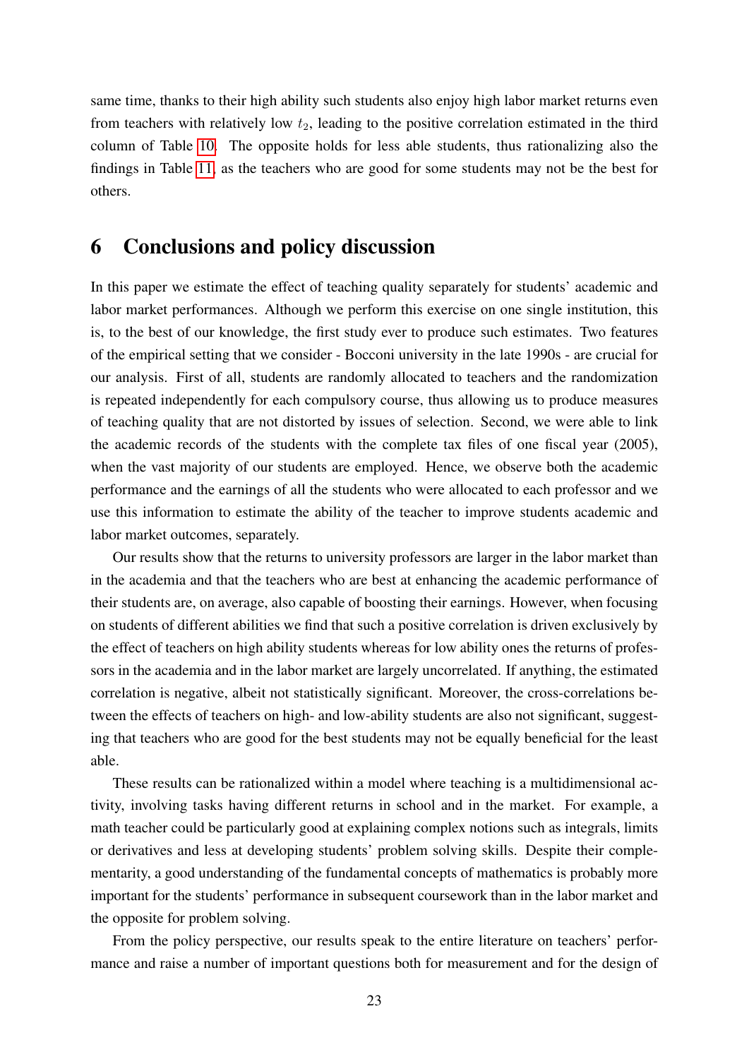same time, thanks to their high ability such students also enjoy high labor market returns even from teachers with relatively low $t_2$, leading to the positive correlation estimated in the third column of Table 10. The opposite holds for less able students, thus rationalizing also the findings in Table 11, as the teachers who are good for some students may not be the best for others.

## 6 Conclusions and policy discussion

In this paper we estimate the effect of teaching quality separately for students' academic and labor market performances. Although we perform this exercise on one single institution, this is, to the best of our knowledge, the first study ever to produce such estimates. Two features of the empirical setting that we consider - Bocconi university in the late 1990s - are crucial for our analysis. First of all, students are randomly allocated to teachers and the randomization is repeated independently for each compulsory course, thus allowing us to produce measures of teaching quality that are not distorted by issues of selection. Second, we were able to link the academic records of the students with the complete tax files of one fiscal year (2005), when the vast majority of our students are employed. Hence, we observe both the academic performance and the earnings of all the students who were allocated to each professor and we use this information to estimate the ability of the teacher to improve students academic and labor market outcomes, separately.

Our results show that the returns to university professors are larger in the labor market than in the academia and that the teachers who are best at enhancing the academic performance of their students are, on average, also capable of boosting their earnings. However, when focusing on students of different abilities we find that such a positive correlation is driven exclusively by the effect of teachers on high ability students whereas for low ability ones the returns of professors in the academia and in the labor market are largely uncorrelated. If anything, the estimated correlation is negative, albeit not statistically significant. Moreover, the cross-correlations between the effects of teachers on high- and low-ability students are also not significant, suggesting that teachers who are good for the best students may not be equally beneficial for the least able.

These results can be rationalized within a model where teaching is a multidimensional activity, involving tasks having different returns in school and in the market. For example, a math teacher could be particularly good at explaining complex notions such as integrals, limits or derivatives and less at developing students' problem solving skills. Despite their complementarity, a good understanding of the fundamental concepts of mathematics is probably more important for the students' performance in subsequent coursework than in the labor market and the opposite for problem solving.

From the policy perspective, our results speak to the entire literature on teachers' performance and raise a number of important questions both for measurement and for the design of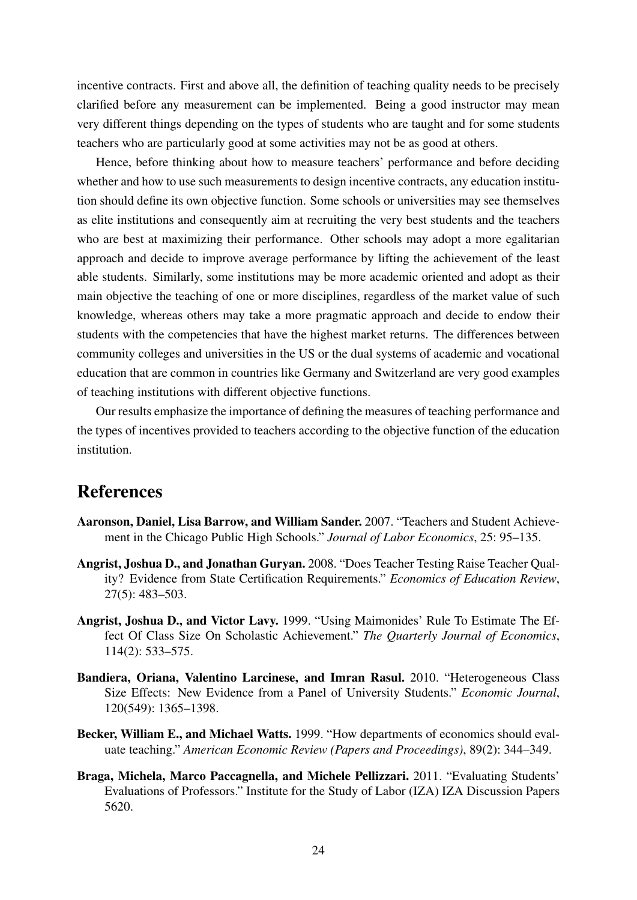incentive contracts. First and above all, the definition of teaching quality needs to be precisely clarified before any measurement can be implemented. Being a good instructor may mean very different things depending on the types of students who are taught and for some students teachers who are particularly good at some activities may not be as good at others.

Hence, before thinking about how to measure teachers' performance and before deciding whether and how to use such measurements to design incentive contracts, any education institution should define its own objective function. Some schools or universities may see themselves as elite institutions and consequently aim at recruiting the very best students and the teachers who are best at maximizing their performance. Other schools may adopt a more egalitarian approach and decide to improve average performance by lifting the achievement of the least able students. Similarly, some institutions may be more academic oriented and adopt as their main objective the teaching of one or more disciplines, regardless of the market value of such knowledge, whereas others may take a more pragmatic approach and decide to endow their students with the competencies that have the highest market returns. The differences between community colleges and universities in the US or the dual systems of academic and vocational education that are common in countries like Germany and Switzerland are very good examples of teaching institutions with different objective functions.

Our results emphasize the importance of defining the measures of teaching performance and the types of incentives provided to teachers according to the objective function of the education institution.

# References

**Aaronson, Daniel, Lisa Barrow, and William Sander.** 2007. "Teachers and Student Achievement in the Chicago Public High Schools." *Journal of Labor Economics*, 25: 95–135.

**Angrist, Joshua D., and Jonathan Guryan.** 2008. "Does Teacher Testing Raise Teacher Quality? Evidence from State Certification Requirements." *Economics of Education Review*, 27(5): 483–503.

**Angrist, Joshua D., and Victor Lavy.** 1999. "Using Maimonides' Rule To Estimate The Effect Of Class Size On Scholastic Achievement." *The Quarterly Journal of Economics*, 114(2): 533–575.

**Bandiera, Oriana, Valentino Larcinese, and Imran Rasul.** 2010. "Heterogeneous Class Size Effects: New Evidence from a Panel of University Students." *Economic Journal*, 120(549): 1365–1398.

**Becker, William E., and Michael Watts.** 1999. "How departments of economics should evaluate teaching." *American Economic Review (Papers and Proceedings)*, 89(2): 344–349.

**Braga, Michela, Marco Paccagnella, and Michele Pellizzari.** 2011. "Evaluating Students' Evaluations of Professors." Institute for the Study of Labor (IZA) IZA Discussion Papers 5620.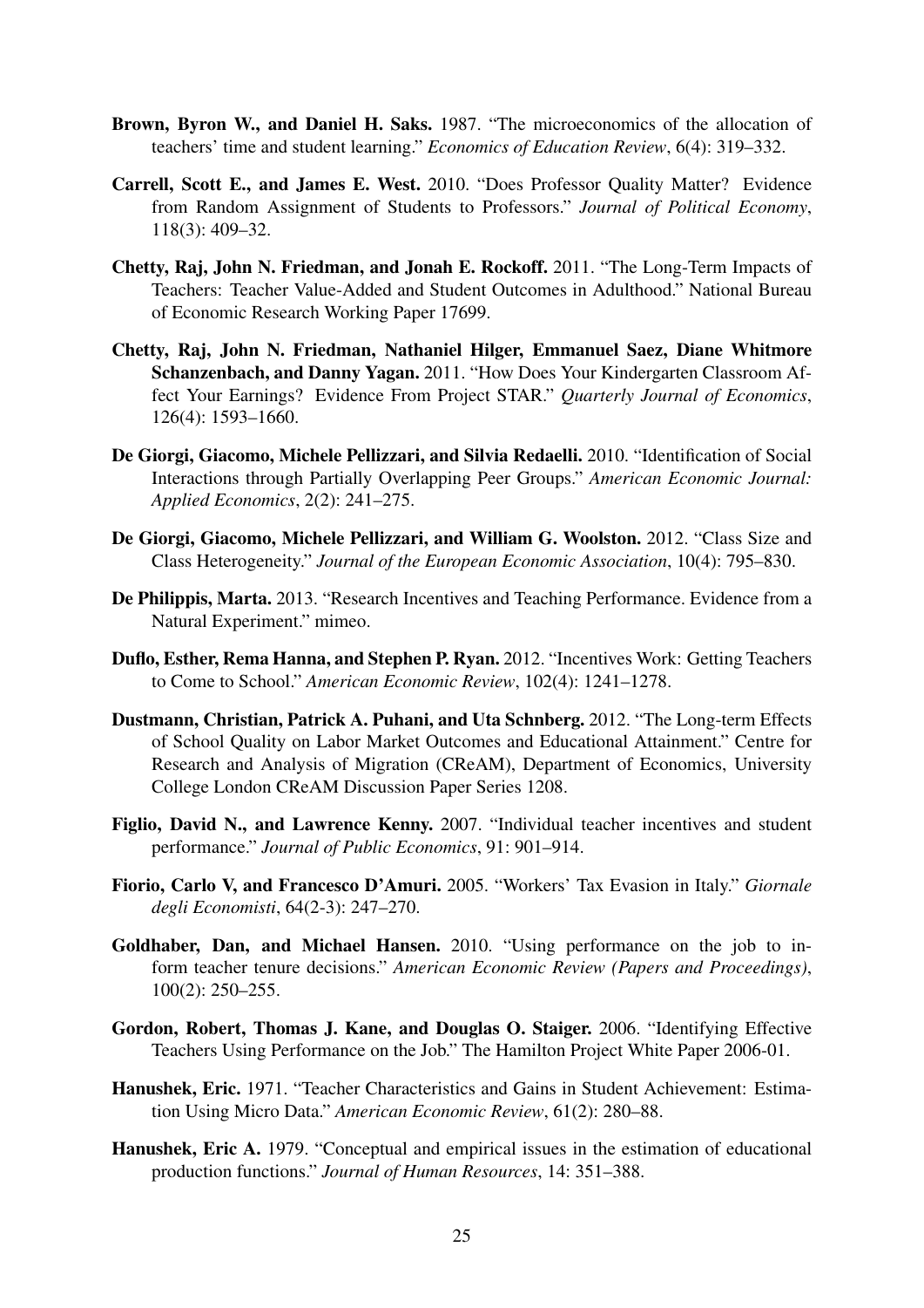**Brown, Byron W., and Daniel H. Saks.** 1987. "The microeconomics of the allocation of teachers' time and student learning." *Economics of Education Review*, 6(4): 319–332.

**Carrell, Scott E., and James E. West.** 2010. "Does Professor Quality Matter? Evidence from Random Assignment of Students to Professors." *Journal of Political Economy*, 118(3): 409–32.

**Chetty, Raj, John N. Friedman, and Jonah E. Rockoff.** 2011. "The Long-Term Impacts of Teachers: Teacher Value-Added and Student Outcomes in Adulthood." National Bureau of Economic Research Working Paper 17699.

**Chetty, Raj, John N. Friedman, Nathaniel Hilger, Emmanuel Saez, Diane Whitmore Schanzenbach, and Danny Yagan.** 2011. "How Does Your Kindergarten Classroom Affect Your Earnings? Evidence From Project STAR." *Quarterly Journal of Economics*, 126(4): 1593–1660.

**De Giorgi, Giacomo, Michele Pellizzari, and Silvia Redaelli.** 2010. "Identification of Social Interactions through Partially Overlapping Peer Groups." *American Economic Journal: Applied Economics*, 2(2): 241–275.

**De Giorgi, Giacomo, Michele Pellizzari, and William G. Woolston.** 2012. "Class Size and Class Heterogeneity." *Journal of the European Economic Association*, 10(4): 795–830.

**De Philippis, Marta.** 2013. "Research Incentives and Teaching Performance. Evidence from a Natural Experiment." mimeo.

**Duflo, Esther, Rema Hanna, and Stephen P. Ryan.** 2012. "Incentives Work: Getting Teachers to Come to School." *American Economic Review*, 102(4): 1241–1278.

**Dustmann, Christian, Patrick A. Puhani, and Uta Schnberg.** 2012. "The Long-term Effects of School Quality on Labor Market Outcomes and Educational Attainment." Centre for Research and Analysis of Migration (CReAM), Department of Economics, University College London CReAM Discussion Paper Series 1208.

**Figlio, David N., and Lawrence Kenny.** 2007. "Individual teacher incentives and student performance." *Journal of Public Economics*, 91: 901–914.

**Fiorio, Carlo V, and Francesco D'Amuri.** 2005. "Workers' Tax Evasion in Italy." *Giornale degli Economisti*, 64(2-3): 247–270.

**Goldhaber, Dan, and Michael Hansen.** 2010. "Using performance on the job to inform teacher tenure decisions." *American Economic Review (Papers and Proceedings)*, 100(2): 250–255.

**Gordon, Robert, Thomas J. Kane, and Douglas O. Staiger.** 2006. "Identifying Effective Teachers Using Performance on the Job." The Hamilton Project White Paper 2006-01.

**Hanushek, Eric.** 1971. "Teacher Characteristics and Gains in Student Achievement: Estimation Using Micro Data." *American Economic Review*, 61(2): 280–88.

**Hanushek, Eric A.** 1979. "Conceptual and empirical issues in the estimation of educational production functions." *Journal of Human Resources*, 14: 351–388.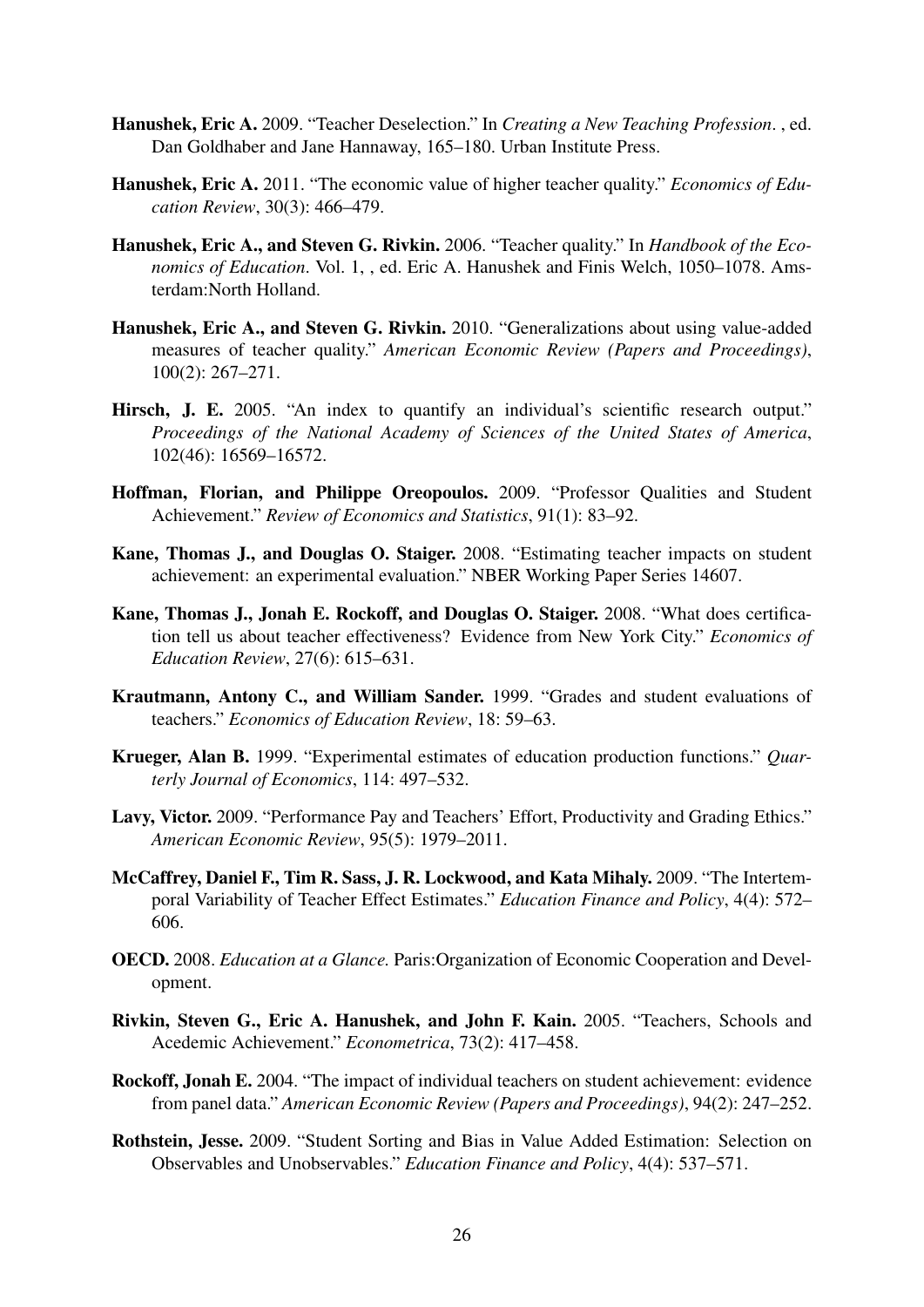**Hanushek, Eric A.** 2009. "Teacher Deselection." In *Creating a New Teaching Profession*. , ed. Dan Goldhaber and Jane Hannaway, 165–180. Urban Institute Press.

**Hanushek, Eric A.** 2011. "The economic value of higher teacher quality." *Economics of Education Review*, 30(3): 466–479.

**Hanushek, Eric A., and Steven G. Rivkin.** 2006. "Teacher quality." In *Handbook of the Economics of Education*. Vol. 1, , ed. Eric A. Hanushek and Finis Welch, 1050–1078. Amsterdam:North Holland.

**Hanushek, Eric A., and Steven G. Rivkin.** 2010. "Generalizations about using value-added measures of teacher quality." *American Economic Review (Papers and Proceedings)*, 100(2): 267–271.

**Hirsch, J. E.** 2005. "An index to quantify an individual's scientific research output." *Proceedings of the National Academy of Sciences of the United States of America*, 102(46): 16569–16572.

**Hoffman, Florian, and Philippe Oreopoulos.** 2009. "Professor Qualities and Student Achievement." *Review of Economics and Statistics*, 91(1): 83–92.

**Kane, Thomas J., and Douglas O. Staiger.** 2008. "Estimating teacher impacts on student achievement: an experimental evaluation." NBER Working Paper Series 14607.

**Kane, Thomas J., Jonah E. Rockoff, and Douglas O. Staiger.** 2008. "What does certification tell us about teacher effectiveness? Evidence from New York City." *Economics of Education Review*, 27(6): 615–631.

**Krautmann, Antony C., and William Sander.** 1999. "Grades and student evaluations of teachers." *Economics of Education Review*, 18: 59–63.

**Krueger, Alan B.** 1999. "Experimental estimates of education production functions." *Quarterly Journal of Economics*, 114: 497–532.

**Lavy, Victor.** 2009. "Performance Pay and Teachers' Effort, Productivity and Grading Ethics." *American Economic Review*, 95(5): 1979–2011.

**McCaffrey, Daniel F., Tim R. Sass, J. R. Lockwood, and Kata Mihaly.** 2009. "The Intertemporal Variability of Teacher Effect Estimates." *Education Finance and Policy*, 4(4): 572–606.

**OECD.** 2008. *Education at a Glance.* Paris:Organization of Economic Cooperation and Development.

**Rivkin, Steven G., Eric A. Hanushek, and John F. Kain.** 2005. "Teachers, Schools and Acedemic Achievement." *Econometrica*, 73(2): 417–458.

**Rockoff, Jonah E.** 2004. "The impact of individual teachers on student achievement: evidence from panel data." *American Economic Review (Papers and Proceedings)*, 94(2): 247–252.

**Rothstein, Jesse.** 2009. "Student Sorting and Bias in Value Added Estimation: Selection on Observables and Unobservables." *Education Finance and Policy*, 4(4): 537–571.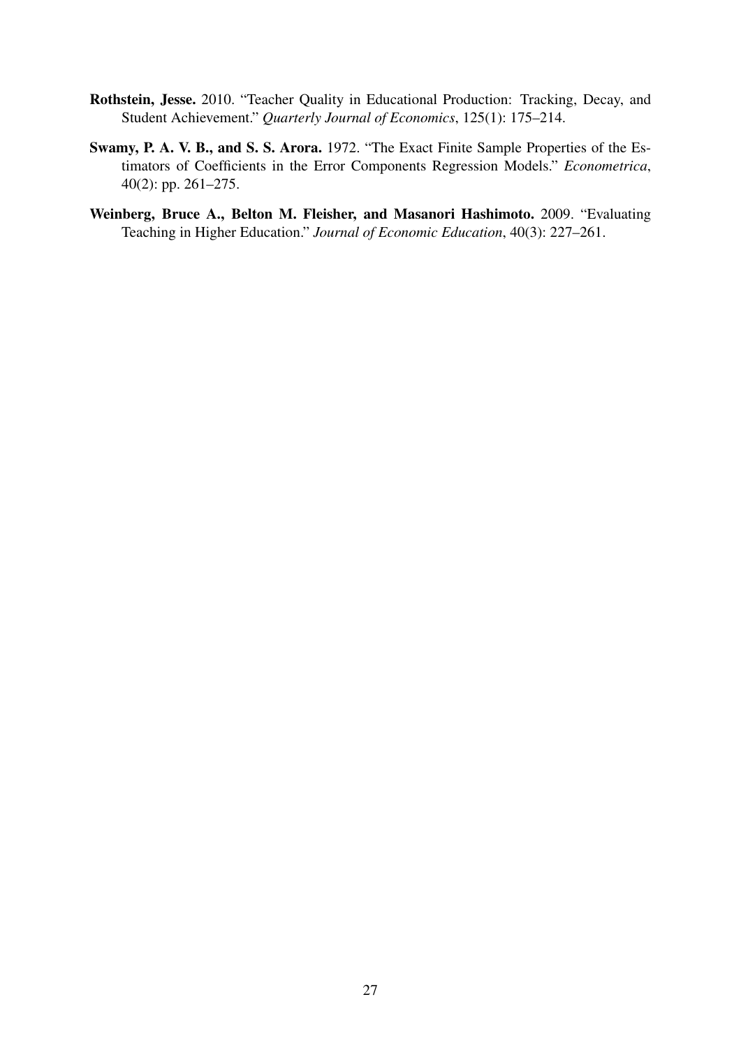**Rothstein, Jesse.** 2010. "Teacher Quality in Educational Production: Tracking, Decay, and Student Achievement." *Quarterly Journal of Economics*, 125(1): 175–214.

**Swamy, P. A. V. B., and S. S. Arora.** 1972. "The Exact Finite Sample Properties of the Estimators of Coefficients in the Error Components Regression Models." *Econometrica*, 40(2): pp. 261–275.

**Weinberg, Bruce A., Belton M. Fleisher, and Masanori Hashimoto.** 2009. "Evaluating Teaching in Higher Education." *Journal of Economic Education*, 40(3): 227–261.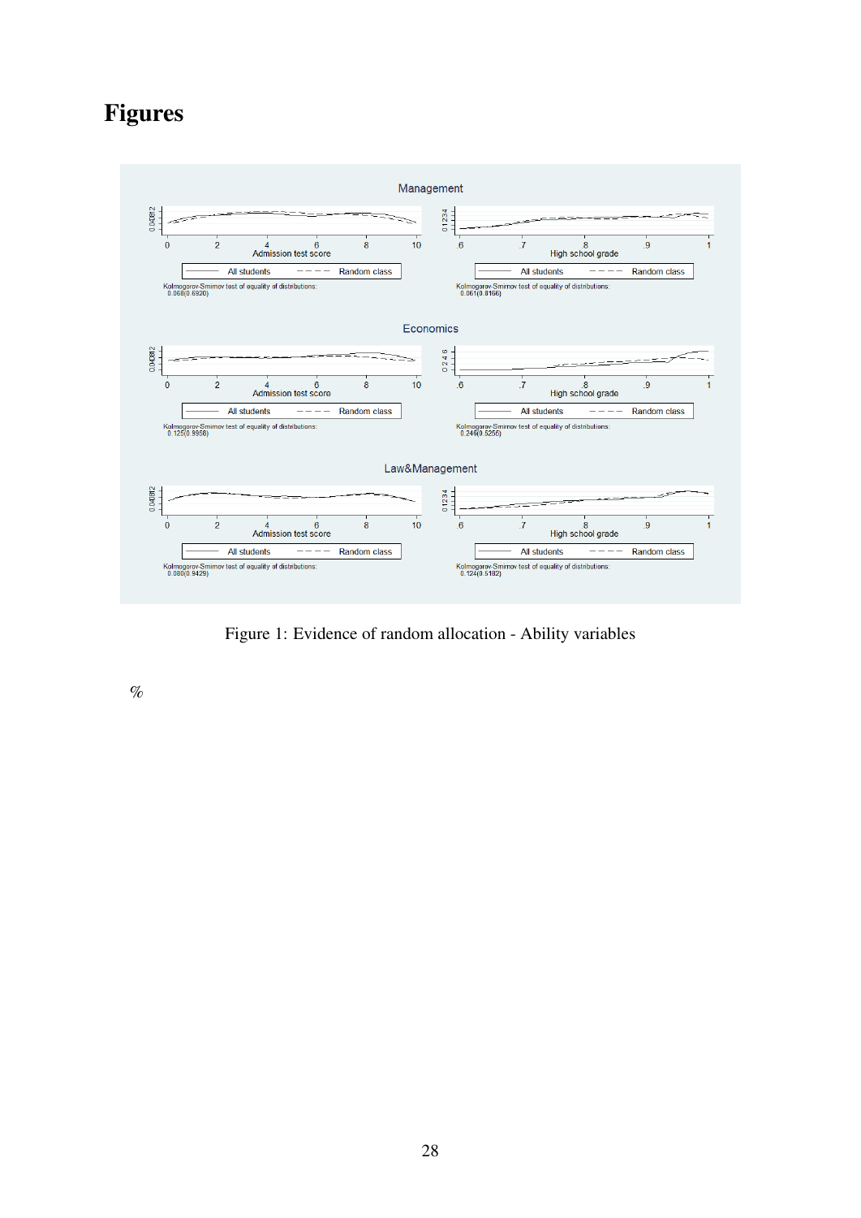# Figures

Figure 1: Evidence of random allocation - Ability variables

%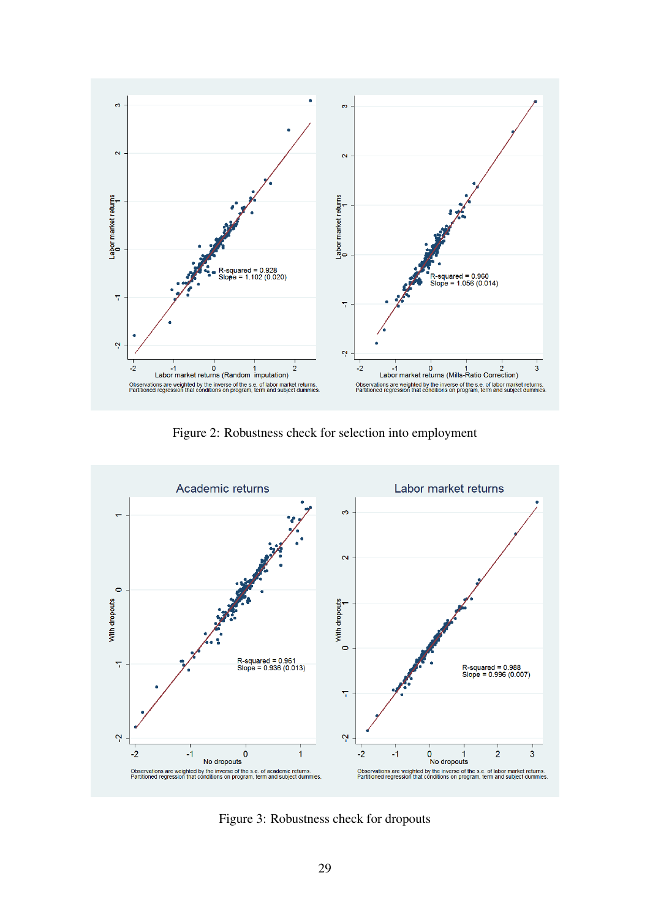Figure 2: Robustness check for selection into employment

Figure 3: Robustness check for dropouts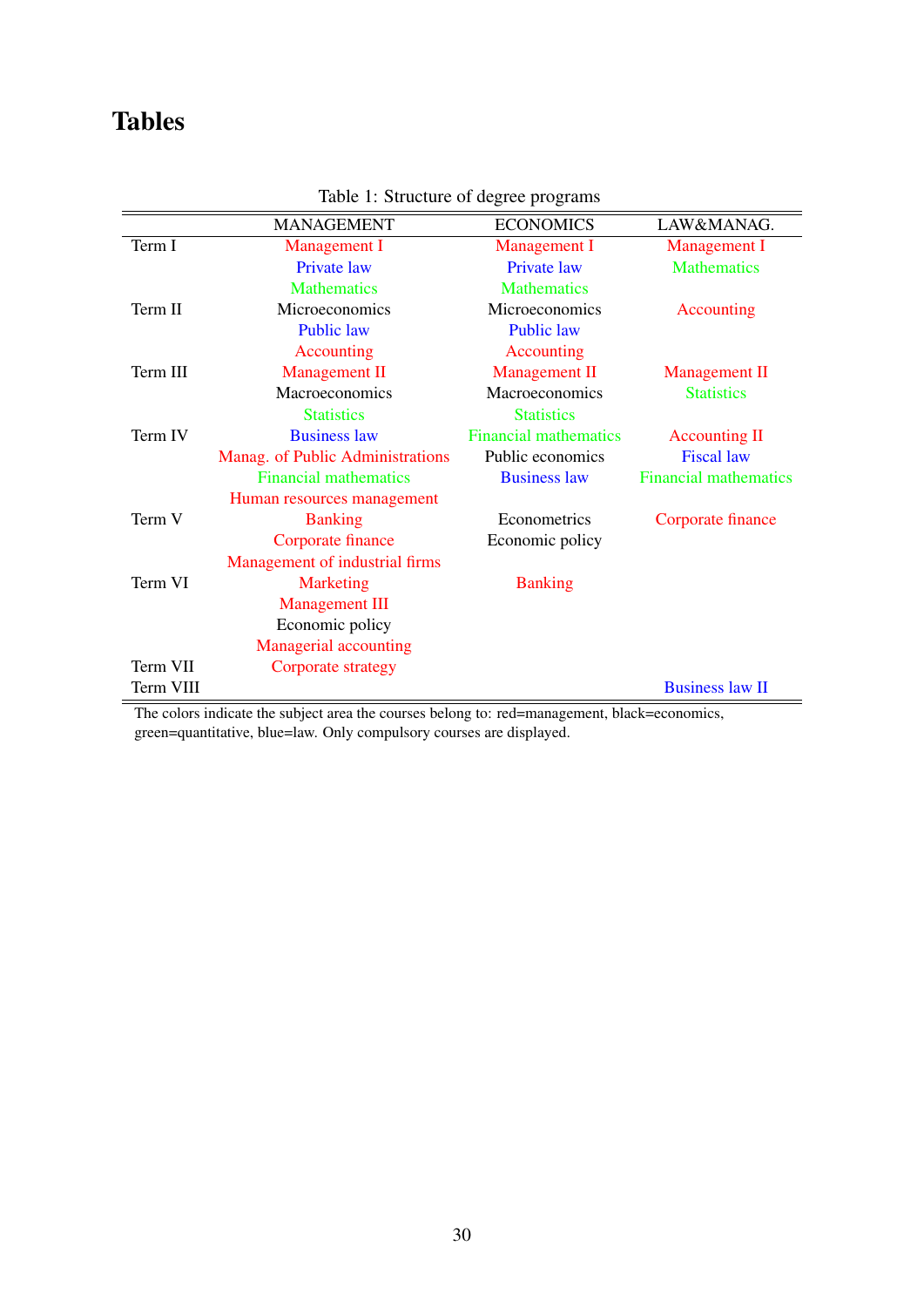# Tables

Table 1: Structure of degree programs

| | MANAGEMENT | ECONOMICS | LAW&MANAG. |
|---|---|---|---|
| Term I | Management I | Management I | Management I |
| | Private law | Private law | Mathematics |
| | Mathematics | Mathematics | |
| Term II | Microeconomics | Microeconomics | Accounting |
| | Public law | Public law | |
| | Accounting | Accounting | |
| Term III | Management II | Management II | Management II |
| | Macroeconomics | Macroeconomics | Statistics |
| | Statistics | Statistics | |
| Term IV | Business law | Financial mathematics | Accounting II |
| | Manag. of Public Administrations | Public economics | Fiscal law |
| | Financial mathematics | Business law | Financial mathematics |
| | Human resources management | | |
| Term V | Banking | Econometrics | Corporate finance |
| | Corporate finance | Economic policy | |
| | Management of industrial firms | | |
| Term VI | Marketing | Banking | |
| | Management III | | |
| | Economic policy | | |
| | Managerial accounting | | |
| Term VII | Corporate strategy | | |
| Term VIII | | | Business law II |

The colors indicate the subject area the courses belong to: red=management, black=economics, green=quantitative, blue=law. Only compulsory courses are displayed.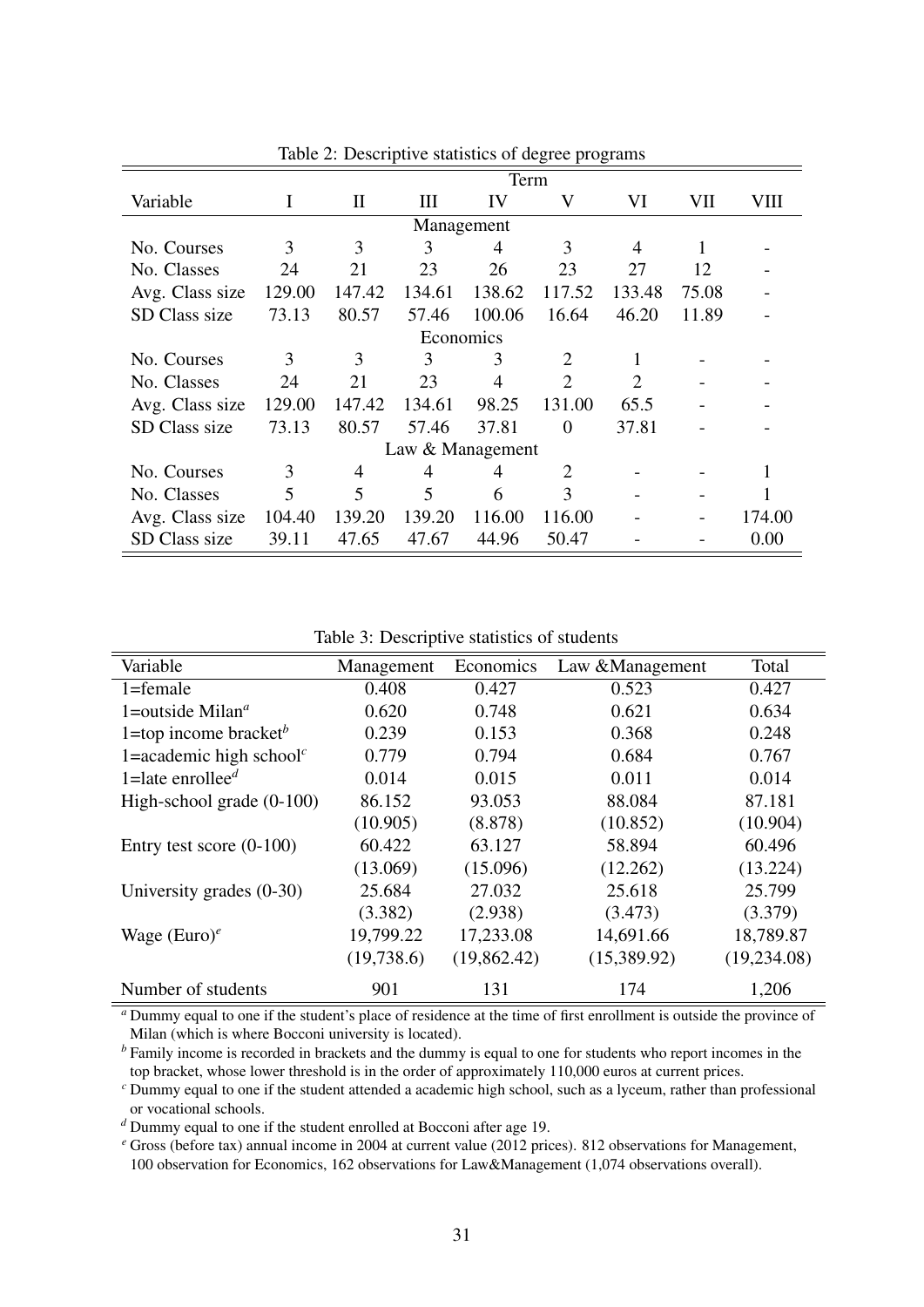Table 2: Descriptive statistics of degree programs

| Variable | Term | | | | | | | |
|---|---|---|---|---|---|---|---|---|
| | I | II | III | IV | V | VI | VII | VIII |
| | | | | Management | | | | |
| No. Courses | 3 | 3 | 3 | 4 | 3 | 4 | 1 | - |
| No. Classes | 24 | 21 | 23 | 26 | 23 | 27 | 12 | - |
| Avg. Class size | 129.00 | 147.42 | 134.61 | 138.62 | 117.52 | 133.48 | 75.08 | - |
| SD Class size | 73.13 | 80.57 | 57.46 | 100.06 | 16.64 | 46.20 | 11.89 | - |
| | | | | Economics | | | | |
| No. Courses | 3 | 3 | 3 | 3 | 2 | 1 | - | - |
| No. Classes | 24 | 21 | 23 | 4 | 2 | 2 | - | - |
| Avg. Class size | 129.00 | 147.42 | 134.61 | 98.25 | 131.00 | 65.5 | - | - |
| SD Class size | 73.13 | 80.57 | 57.46 | 37.81 | 0 | 37.81 | - | - |
| | | | | Law & Management | | | | |
| No. Courses | 3 | 4 | 4 | 4 | 2 | - | - | 1 |
| No. Classes | 5 | 5 | 5 | 6 | 3 | - | - | 1 |
| Avg. Class size | 104.40 | 139.20 | 139.20 | 116.00 | 116.00 | - | - | 174.00 |
| SD Class size | 39.11 | 47.65 | 47.67 | 44.96 | 50.47 | - | - | 0.00 |

Table 3: Descriptive statistics of students

| Variable | Management | Economics | Law &Management | Total |
|---|---|---|---|---|
| 1=female | 0.408 | 0.427 | 0.523 | 0.427 |
| 1=outside Milan[a] | 0.620 | 0.748 | 0.621 | 0.634 |
| 1=top income bracket[b] | 0.239 | 0.153 | 0.368 | 0.248 |
| 1=academic high school[c] | 0.779 | 0.794 | 0.684 | 0.767 |
| 1=late enrollee[d] | 0.014 | 0.015 | 0.011 | 0.014 |
| High-school grade (0-100) | 86.152 | 93.053 | 88.084 | 87.181 |
| | (10.905) | (8.878) | (10.852) | (10.904) |
| Entry test score (0-100) | 60.422 | 63.127 | 58.894 | 60.496 |
| | (13.069) | (15.096) | (12.262) | (13.224) |
| University grades (0-30) | 25.684 | 27.032 | 25.618 | 25.799 |
| | (3.382) | (2.938) | (3.473) | (3.379) |
| Wage (Euro)[e] | 19,799.22 | 17,233.08 | 14,691.66 | 18,789.87 |
| | (19,738.6) | (19,862.42) | (15,389.92) | (19,234.08) |
| Number of students | 901 | 131 | 174 | 1,206 |

[a] Dummy equal to one if the student's place of residence at the time of first enrollment is outside the province of Milan (which is where Bocconi university is located).
[b] Family income is recorded in brackets and the dummy is equal to one for students who report incomes in the top bracket, whose lower threshold is in the order of approximately 110,000 euros at current prices.
[c] Dummy equal to one if the student attended a academic high school, such as a lyceum, rather than professional or vocational schools.
[d] Dummy equal to one if the student enrolled at Bocconi after age 19.
[e] Gross (before tax) annual income in 2004 at current value (2012 prices). 812 observations for Management, 100 observation for Economics, 162 observations for Law&Management (1,074 observations overall).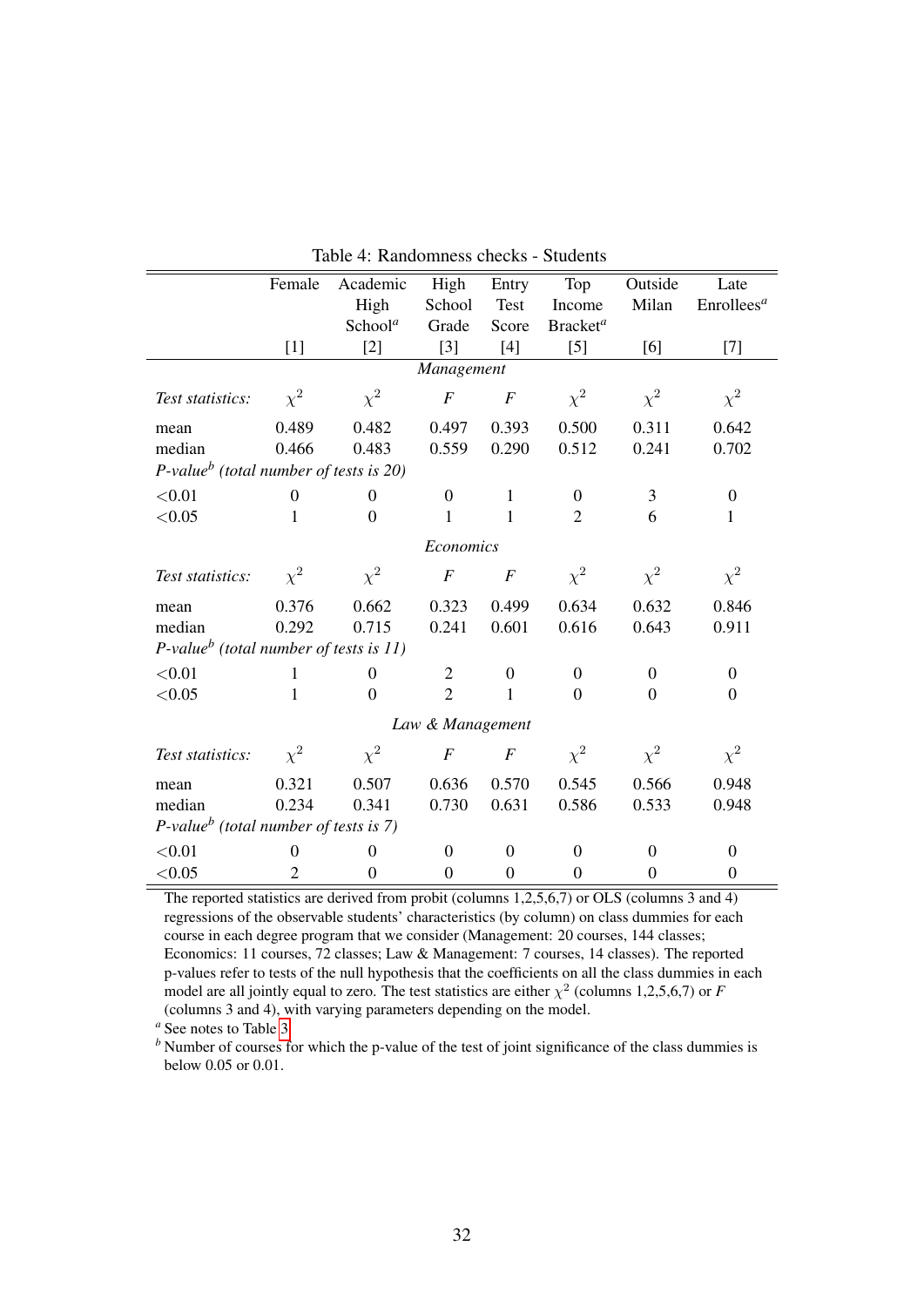Table 4: Randomness checks - Students

| | Female | Academic High School[a] | High School Grade | Entry Test Score | Top Income Bracket[a] | Outside Milan | Late Enrollees[a] |
|---|---|---|---|---|---|---|---|
| | [1] | [2] | [3] | [4] | [5] | [6] | [7] |
| | | | *Management* | | | | |
| *Test statistics:* | $\chi^2$ | $\chi^2$ | $F$ | $F$ | $\chi^2$ | $\chi^2$ | $\chi^2$ |
| mean | 0.489 | 0.482 | 0.497 | 0.393 | 0.500 | 0.311 | 0.642 |
| median | 0.466 | 0.483 | 0.559 | 0.290 | 0.512 | 0.241 | 0.702 |
| *P-value[b] (total number of tests is 20)* | | | | | | | |
| <0.01 | 0 | 0 | 0 | 1 | 0 | 3 | 0 |
| <0.05 | 1 | 0 | 1 | 1 | 2 | 6 | 1 |
| | | | *Economics* | | | | |
| *Test statistics:* | $\chi^2$ | $\chi^2$ | $F$ | $F$ | $\chi^2$ | $\chi^2$ | $\chi^2$ |
| mean | 0.376 | 0.662 | 0.323 | 0.499 | 0.634 | 0.632 | 0.846 |
| median | 0.292 | 0.715 | 0.241 | 0.601 | 0.616 | 0.643 | 0.911 |
| *P-value[b] (total number of tests is 11)* | | | | | | | |
| <0.01 | 1 | 0 | 2 | 0 | 0 | 0 | 0 |
| <0.05 | 1 | 0 | 2 | 1 | 0 | 0 | 0 |
| | | | *Law & Management* | | | | |
| *Test statistics:* | $\chi^2$ | $\chi^2$ | $F$ | $F$ | $\chi^2$ | $\chi^2$ | $\chi^2$ |
| mean | 0.321 | 0.507 | 0.636 | 0.570 | 0.545 | 0.566 | 0.948 |
| median | 0.234 | 0.341 | 0.730 | 0.631 | 0.586 | 0.533 | 0.948 |
| *P-value[b] (total number of tests is 7)* | | | | | | | |
| <0.01 | 0 | 0 | 0 | 0 | 0 | 0 | 0 |
| <0.05 | 2 | 0 | 0 | 0 | 0 | 0 | 0 |

The reported statistics are derived from probit (columns 1,2,5,6,7) or OLS (columns 3 and 4) regressions of the observable students' characteristics (by column) on class dummies for each course in each degree program that we consider (Management: 20 courses, 144 classes; Economics: 11 courses, 72 classes; Law & Management: 7 courses, 14 classes). The reported p-values refer to tests of the null hypothesis that the coefficients on all the class dummies in each model are all jointly equal to zero. The test statistics are either $\chi^2$ (columns 1,2,5,6,7) or $F$ (columns 3 and 4), with varying parameters depending on the model.

[a] See notes to Table 3.

[b] Number of courses for which the p-value of the test of joint significance of the class dummies is below 0.05 or 0.01.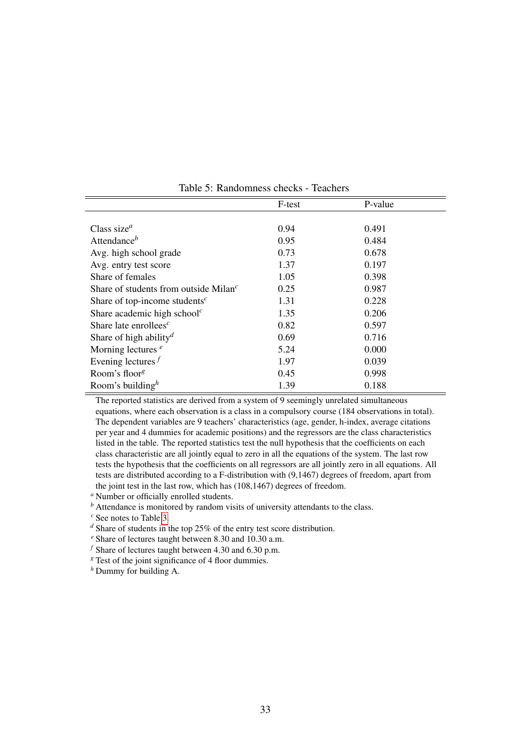Table 5: Randomness checks - Teachers

| | F-test | P-value |
|---|---|---|
| Class size[a] | 0.94 | 0.491 |
| Attendance[b] | 0.95 | 0.484 |
| Avg. high school grade | 0.73 | 0.678 |
| Avg. entry test score | 1.37 | 0.197 |
| Share of females | 1.05 | 0.398 |
| Share of students from outside Milan[c] | 0.25 | 0.987 |
| Share of top-income students[c] | 1.31 | 0.228 |
| Share academic high school[c] | 1.35 | 0.206 |
| Share late enrollees[c] | 0.82 | 0.597 |
| Share of high ability[d] | 0.69 | 0.716 |
| Morning lectures [e] | 5.24 | 0.000 |
| Evening lectures [f] | 1.97 | 0.039 |
| Room's floor[g] | 0.45 | 0.998 |
| Room's building[h] | 1.39 | 0.188 |

The reported statistics are derived from a system of 9 seemingly unrelated simultaneous equations, where each observation is a class in a compulsory course (184 observations in total). The dependent variables are 9 teachers' characteristics (age, gender, h-index, average citations per year and 4 dummies for academic positions) and the regressors are the class characteristics listed in the table. The reported statistics test the null hypothesis that the coefficients on each class characteristic are all jointly equal to zero in all the equations of the system. The last row tests the hypothesis that the coefficients on all regressors are all jointly zero in all equations. All tests are distributed according to a F-distribution with (9,1467) degrees of freedom, apart from the joint test in the last row, which has (108,1467) degrees of freedom.

[a] Number or officially enrolled students.

[b] Attendance is monitored by random visits of university attendants to the class.

[c] See notes to Table 3.

[d] Share of students in the top 25% of the entry test score distribution.

[e] Share of lectures taught between 8.30 and 10.30 a.m.

[f] Share of lectures taught between 4.30 and 6.30 p.m.

[g] Test of the joint significance of 4 floor dummies.

[h] Dummy for building A.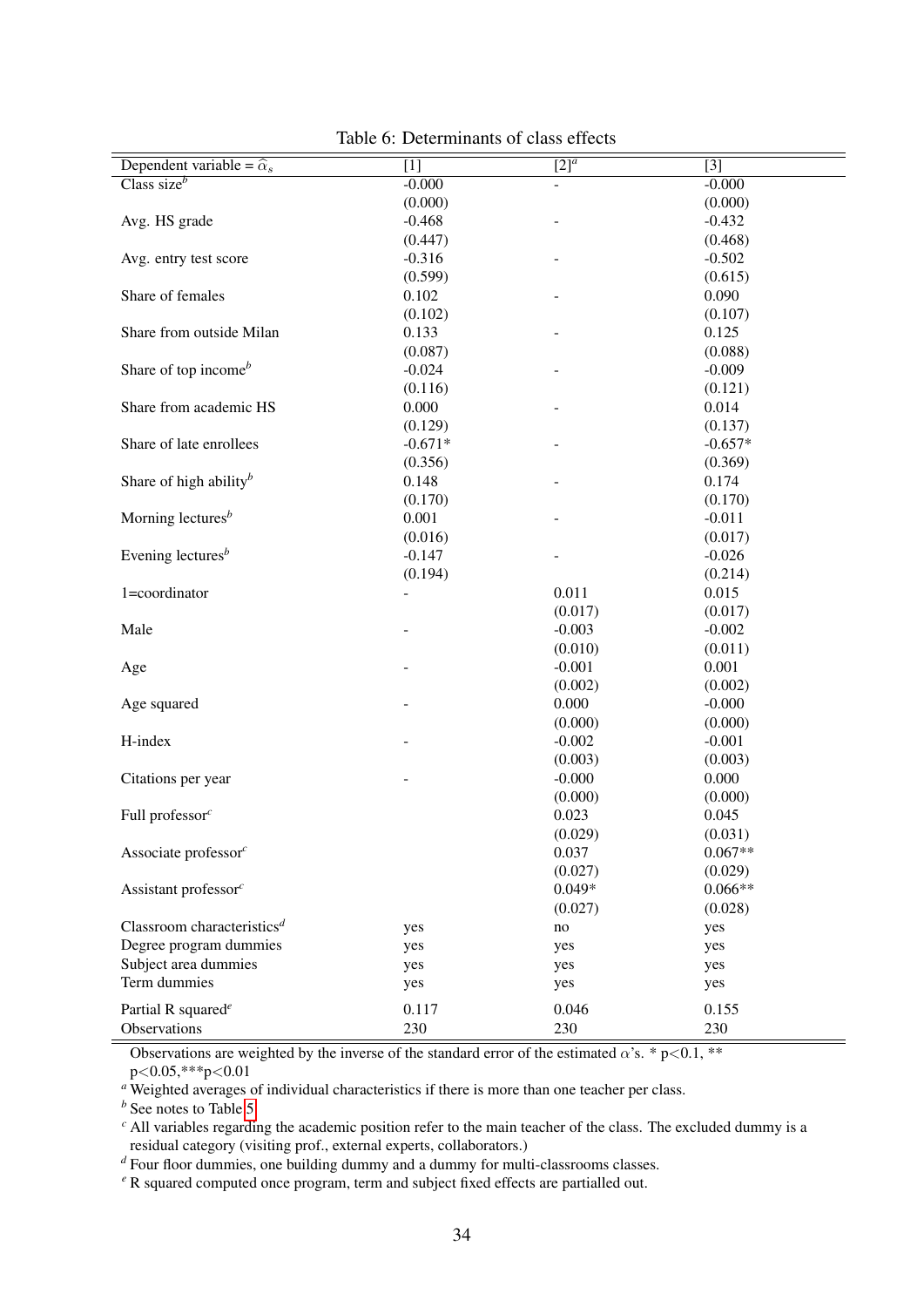Table 6: Determinants of class effects

| Dependent variable = $\widehat{\alpha}_s$ | [1] | [2][a] | [3] |
|---|---|---|---|
| Class size[b] | -0.000 | - | -0.000 |
| | (0.000) | | (0.000) |
| Avg. HS grade | -0.468 | - | -0.432 |
| | (0.447) | | (0.468) |
| Avg. entry test score | -0.316 | - | -0.502 |
| | (0.599) | | (0.615) |
| Share of females | 0.102 | - | 0.090 |
| | (0.102) | | (0.107) |
| Share from outside Milan | 0.133 | - | 0.125 |
| | (0.087) | | (0.088) |
| Share of top income[b] | -0.024 | - | -0.009 |
| | (0.116) | | (0.121) |
| Share from academic HS | 0.000 | - | 0.014 |
| | (0.129) | | (0.137) |
| Share of late enrollees | -0.671* | - | -0.657* |
| | (0.356) | | (0.369) |
| Share of high ability[b] | 0.148 | - | 0.174 |
| | (0.170) | | (0.170) |
| Morning lectures[b] | 0.001 | - | -0.011 |
| | (0.016) | | (0.017) |
| Evening lectures[b] | -0.147 | - | -0.026 |
| | (0.194) | | (0.214) |
| 1=coordinator | - | 0.011 | 0.015 |
| | | (0.017) | (0.017) |
| Male | - | -0.003 | -0.002 |
| | | (0.010) | (0.011) |
| Age | - | -0.001 | 0.001 |
| | | (0.002) | (0.002) |
| Age squared | - | 0.000 | -0.000 |
| | | (0.000) | (0.000) |
| H-index | - | -0.002 | -0.001 |
| | | (0.003) | (0.003) |
| Citations per year | - | -0.000 | 0.000 |
| | | (0.000) | (0.000) |
| Full professor[c] | | 0.023 | 0.045 |
| | | (0.029) | (0.031) |
| Associate professor[c] | | 0.037 | 0.067** |
| | | (0.027) | (0.029) |
| Assistant professor[c] | | 0.049* | 0.066** |
| | | (0.027) | (0.028) |
| Classroom characteristics[d] | yes | no | yes |
| Degree program dummies | yes | yes | yes |
| Subject area dummies | yes | yes | yes |
| Term dummies | yes | yes | yes |
| Partial R squared[e] | 0.117 | 0.046 | 0.155 |
| Observations | 230 | 230 | 230 |

Observations are weighted by the inverse of the standard error of the estimated $\alpha$'s. * p<0.1, ** p<0.05,***p<0.01

[a] Weighted averages of individual characteristics if there is more than one teacher per class.

[b] See notes to Table 5

[c] All variables regarding the academic position refer to the main teacher of the class. The excluded dummy is a residual category (visiting prof., external experts, collaborators.)

[d] Four floor dummies, one building dummy and a dummy for multi-classrooms classes.

[e] R squared computed once program, term and subject fixed effects are partialled out.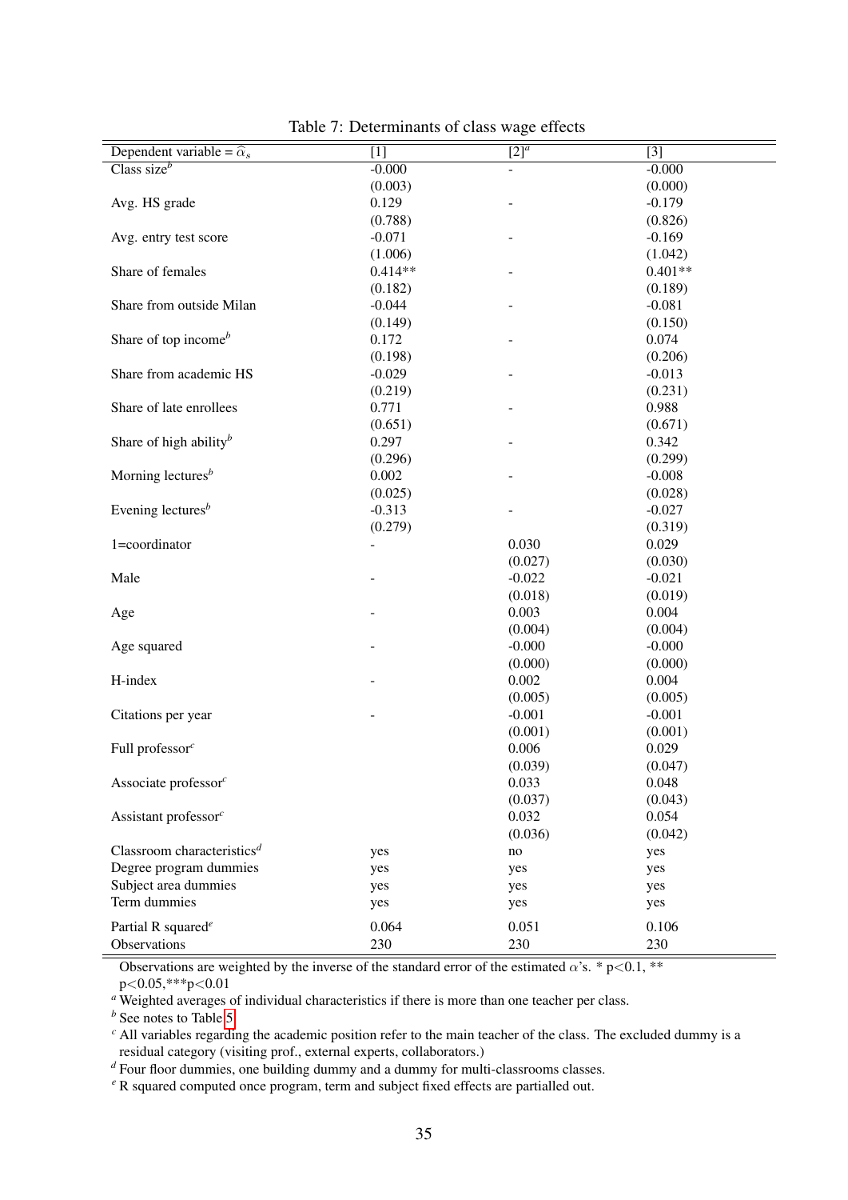Table 7: Determinants of class wage effects

| Dependent variable = $\widehat{\alpha}_s$ | [1] | [2][a] | [3] |
|---|---|---|---|
| Class size[b] | -0.000 | - | -0.000 |
| | (0.003) | | (0.000) |
| Avg. HS grade | 0.129 | - | -0.179 |
| | (0.788) | | (0.826) |
| Avg. entry test score | -0.071 | - | -0.169 |
| | (1.006) | | (1.042) |
| Share of females | 0.414** | - | 0.401** |
| | (0.182) | | (0.189) |
| Share from outside Milan | -0.044 | - | -0.081 |
| | (0.149) | | (0.150) |
| Share of top income[b] | 0.172 | - | 0.074 |
| | (0.198) | | (0.206) |
| Share from academic HS | -0.029 | - | -0.013 |
| | (0.219) | | (0.231) |
| Share of late enrollees | 0.771 | - | 0.988 |
| | (0.651) | | (0.671) |
| Share of high ability[b] | 0.297 | - | 0.342 |
| | (0.296) | | (0.299) |
| Morning lectures[b] | 0.002 | - | -0.008 |
| | (0.025) | | (0.028) |
| Evening lectures[b] | -0.313 | - | -0.027 |
| | (0.279) | | (0.319) |
| 1=coordinator | - | 0.030 | 0.029 |
| | | (0.027) | (0.030) |
| Male | - | -0.022 | -0.021 |
| | | (0.018) | (0.019) |
| Age | - | 0.003 | 0.004 |
| | | (0.004) | (0.004) |
| Age squared | - | -0.000 | -0.000 |
| | | (0.000) | (0.000) |
| H-index | - | 0.002 | 0.004 |
| | | (0.005) | (0.005) |
| Citations per year | - | -0.001 | -0.001 |
| | | (0.001) | (0.001) |
| Full professor[c] | | 0.006 | 0.029 |
| | | (0.039) | (0.047) |
| Associate professor[c] | | 0.033 | 0.048 |
| | | (0.037) | (0.043) |
| Assistant professor[c] | | 0.032 | 0.054 |
| | | (0.036) | (0.042) |
| Classroom characteristics[d] | yes | no | yes |
| Degree program dummies | yes | yes | yes |
| Subject area dummies | yes | yes | yes |
| Term dummies | yes | yes | yes |
| Partial R squared[e] | 0.064 | 0.051 | 0.106 |
| Observations | 230 | 230 | 230 |

Observations are weighted by the inverse of the standard error of the estimated $\alpha$'s. * p<0.1, ** p<0.05,***p<0.01

[a] Weighted averages of individual characteristics if there is more than one teacher per class.

[b] See notes to Table 5

[c] All variables regarding the academic position refer to the main teacher of the class. The excluded dummy is a residual category (visiting prof., external experts, collaborators.)

[d] Four floor dummies, one building dummy and a dummy for multi-classrooms classes.

[e] R squared computed once program, term and subject fixed effects are partialled out.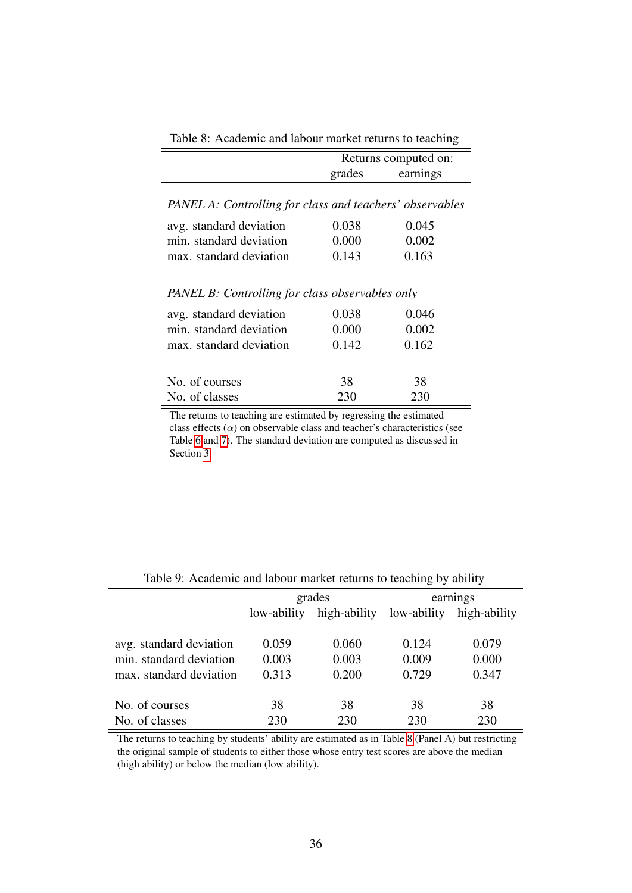Table 8: Academic and labour market returns to teaching

| | Returns computed on: | |
|---|---|---|
| | grades | earnings |
| *PANEL A: Controlling for class and teachers' observables* | | |
| avg. standard deviation | 0.038 | 0.045 |
| min. standard deviation | 0.000 | 0.002 |
| max. standard deviation | 0.143 | 0.163 |
| *PANEL B: Controlling for class observables only* | | |
| avg. standard deviation | 0.038 | 0.046 |
| min. standard deviation | 0.000 | 0.002 |
| max. standard deviation | 0.142 | 0.162 |
| No. of courses | 38 | 38 |
| No. of classes | 230 | 230 |

The returns to teaching are estimated by regressing the estimated class effects ($\alpha$) on observable class and teacher's characteristics (see Table 6 and 7). The standard deviation are computed as discussed in Section 3.

Table 9: Academic and labour market returns to teaching by ability

| | grades | | earnings | |
|---|---|---|---|---|
| | low-ability | high-ability | low-ability | high-ability |
| avg. standard deviation | 0.059 | 0.060 | 0.124 | 0.079 |
| min. standard deviation | 0.003 | 0.003 | 0.009 | 0.000 |
| max. standard deviation | 0.313 | 0.200 | 0.729 | 0.347 |
| No. of courses | 38 | 38 | 38 | 38 |
| No. of classes | 230 | 230 | 230 | 230 |

The returns to teaching by students' ability are estimated as in Table 8 (Panel A) but restricting the original sample of students to either those whose entry test scores are above the median (high ability) or below the median (low ability).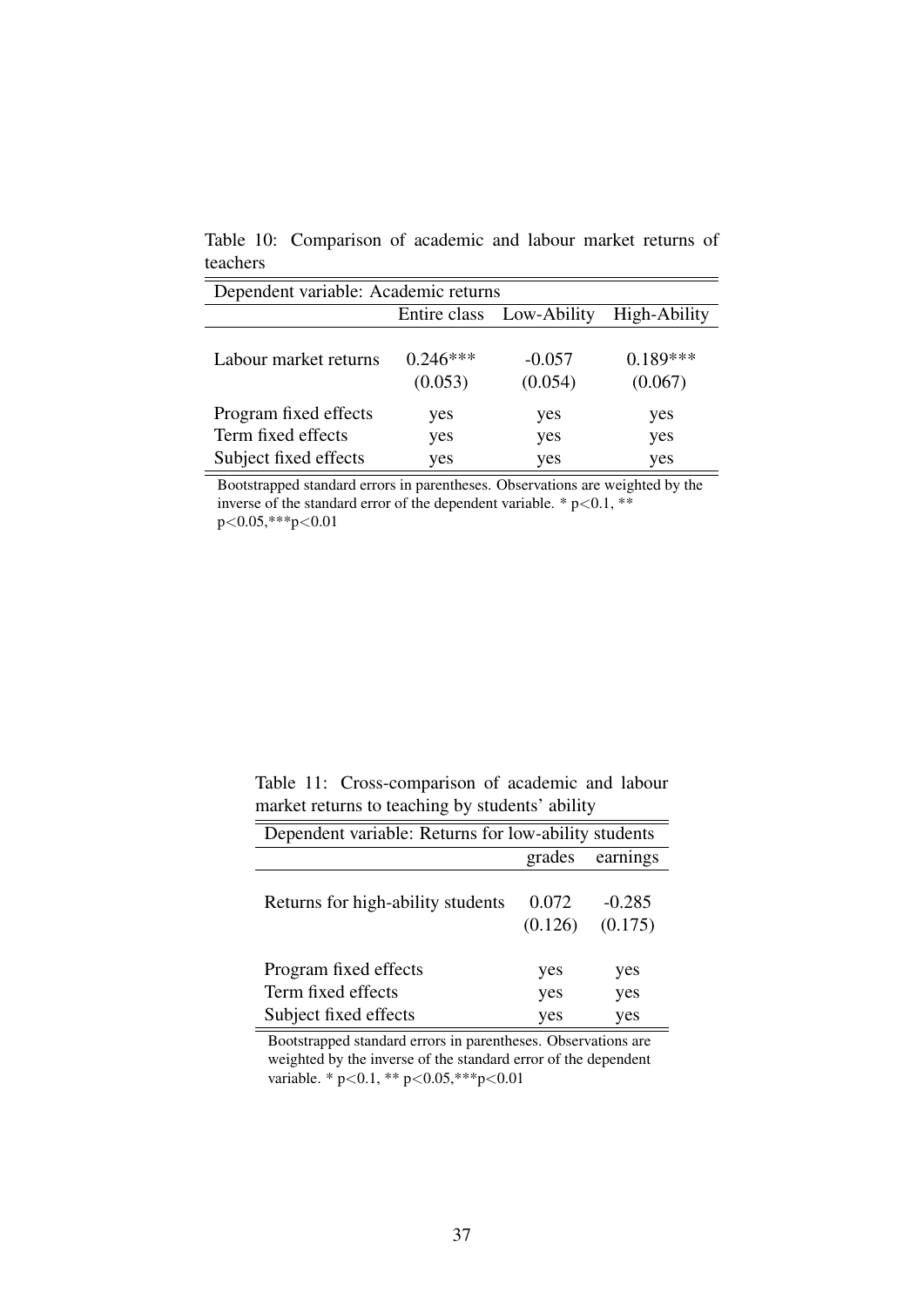Table 10: Comparison of academic and labour market returns of teachers

| Dependent variable: Academic returns | | | |
|---|---|---|---|
| | Entire class | Low-Ability | High-Ability |
| Labour market returns | 0.246*** | -0.057 | 0.189*** |
| | (0.053) | (0.054) | (0.067) |
| Program fixed effects | yes | yes | yes |
| Term fixed effects | yes | yes | yes |
| Subject fixed effects | yes | yes | yes |

Bootstrapped standard errors in parentheses. Observations are weighted by the inverse of the standard error of the dependent variable. * p<0.1, ** p<0.05,***p<0.01

Table 11: Cross-comparison of academic and labour market returns to teaching by students' ability

| Dependent variable: Returns for low-ability students | | |
|---|---|---|
| | grades | earnings |
| Returns for high-ability students | 0.072 | -0.285 |
| | (0.126) | (0.175) |
| Program fixed effects | yes | yes |
| Term fixed effects | yes | yes |
| Subject fixed effects | yes | yes |

Bootstrapped standard errors in parentheses. Observations are weighted by the inverse of the standard error of the dependent variable. * p<0.1, ** p<0.05,***p<0.01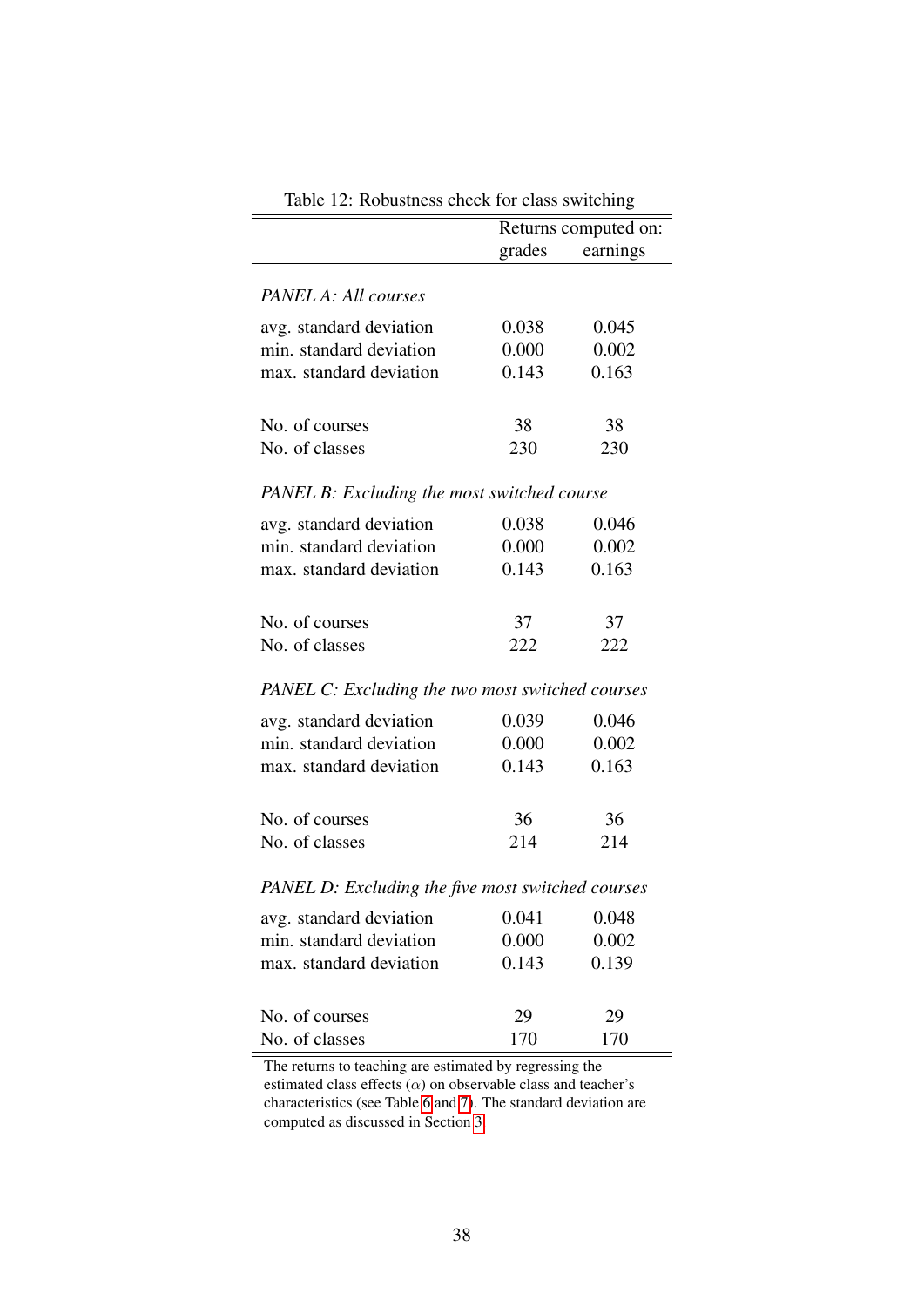Table 12: Robustness check for class switching

| | Returns computed on: | |
|---|---|---|
| | grades | earnings |
| *PANEL A: All courses* | | |
| avg. standard deviation | 0.038 | 0.045 |
| min. standard deviation | 0.000 | 0.002 |
| max. standard deviation | 0.143 | 0.163 |
| No. of courses | 38 | 38 |
| No. of classes | 230 | 230 |
| *PANEL B: Excluding the most switched course* | | |
| avg. standard deviation | 0.038 | 0.046 |
| min. standard deviation | 0.000 | 0.002 |
| max. standard deviation | 0.143 | 0.163 |
| No. of courses | 37 | 37 |
| No. of classes | 222 | 222 |
| *PANEL C: Excluding the two most switched courses* | | |
| avg. standard deviation | 0.039 | 0.046 |
| min. standard deviation | 0.000 | 0.002 |
| max. standard deviation | 0.143 | 0.163 |
| No. of courses | 36 | 36 |
| No. of classes | 214 | 214 |
| *PANEL D: Excluding the five most switched courses* | | |
| avg. standard deviation | 0.041 | 0.048 |
| min. standard deviation | 0.000 | 0.002 |
| max. standard deviation | 0.143 | 0.139 |
| No. of courses | 29 | 29 |
| No. of classes | 170 | 170 |

The returns to teaching are estimated by regressing the estimated class effects ($\alpha$) on observable class and teacher's characteristics (see Table 6 and 7). The standard deviation are computed as discussed in Section 3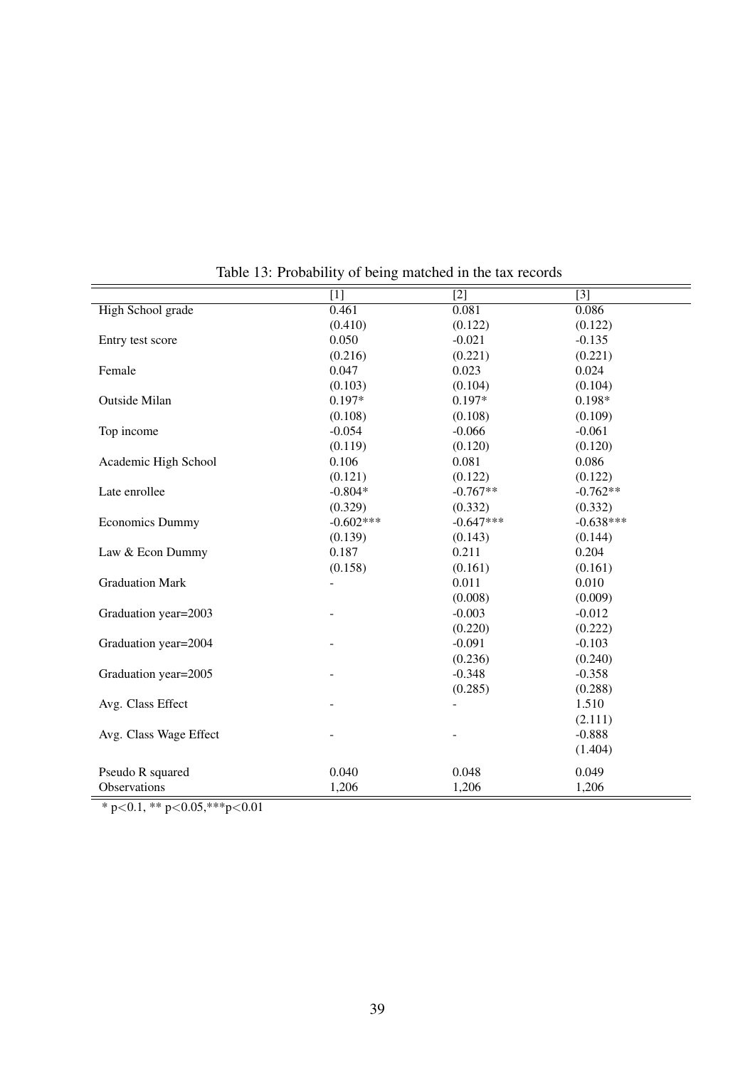Table 13: Probability of being matched in the tax records

| | [1] | [2] | [3] |
|---|---|---|---|
| High School grade | 0.461 | 0.081 | 0.086 |
| | (0.410) | (0.122) | (0.122) |
| Entry test score | 0.050 | -0.021 | -0.135 |
| | (0.216) | (0.221) | (0.221) |
| Female | 0.047 | 0.023 | 0.024 |
| | (0.103) | (0.104) | (0.104) |
| Outside Milan | 0.197* | 0.197* | 0.198* |
| | (0.108) | (0.108) | (0.109) |
| Top income | -0.054 | -0.066 | -0.061 |
| | (0.119) | (0.120) | (0.120) |
| Academic High School | 0.106 | 0.081 | 0.086 |
| | (0.121) | (0.122) | (0.122) |
| Late enrollee | -0.804* | -0.767** | -0.762** |
| | (0.329) | (0.332) | (0.332) |
| Economics Dummy | -0.602*** | -0.647*** | -0.638*** |
| | (0.139) | (0.143) | (0.144) |
| Law & Econ Dummy | 0.187 | 0.211 | 0.204 |
| | (0.158) | (0.161) | (0.161) |
| Graduation Mark | - | 0.011 | 0.010 |
| | | (0.008) | (0.009) |
| Graduation year=2003 | - | -0.003 | -0.012 |
| | | (0.220) | (0.222) |
| Graduation year=2004 | - | -0.091 | -0.103 |
| | | (0.236) | (0.240) |
| Graduation year=2005 | - | -0.348 | -0.358 |
| | | (0.285) | (0.288) |
| Avg. Class Effect | - | - | 1.510 |
| | | | (2.111) |
| Avg. Class Wage Effect | - | - | -0.888 |
| | | | (1.404) |
| Pseudo R squared | 0.040 | 0.048 | 0.049 |
| Observations | 1,206 | 1,206 | 1,206 |

* $p<0.1$, ** $p<0.05$, *** $p<0.01$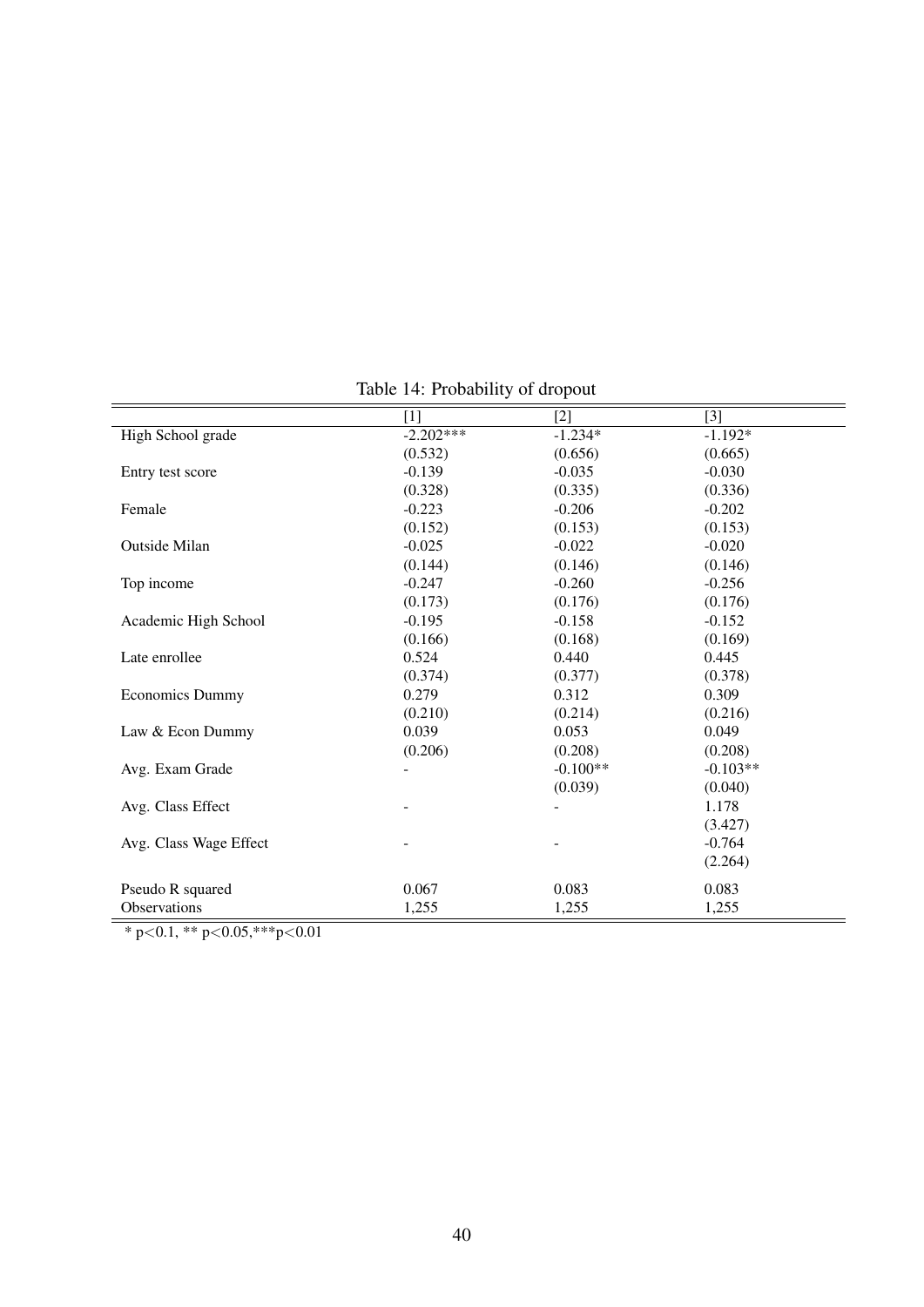Table 14: Probability of dropout

| | [1] | [2] | [3] |
|---|---|---|---|
| High School grade | -2.202*** | -1.234* | -1.192* |
| | (0.532) | (0.656) | (0.665) |
| Entry test score | -0.139 | -0.035 | -0.030 |
| | (0.328) | (0.335) | (0.336) |
| Female | -0.223 | -0.206 | -0.202 |
| | (0.152) | (0.153) | (0.153) |
| Outside Milan | -0.025 | -0.022 | -0.020 |
| | (0.144) | (0.146) | (0.146) |
| Top income | -0.247 | -0.260 | -0.256 |
| | (0.173) | (0.176) | (0.176) |
| Academic High School | -0.195 | -0.158 | -0.152 |
| | (0.166) | (0.168) | (0.169) |
| Late enrollee | 0.524 | 0.440 | 0.445 |
| | (0.374) | (0.377) | (0.378) |
| Economics Dummy | 0.279 | 0.312 | 0.309 |
| | (0.210) | (0.214) | (0.216) |
| Law & Econ Dummy | 0.039 | 0.053 | 0.049 |
| | (0.206) | (0.208) | (0.208) |
| Avg. Exam Grade | - | -0.100** | -0.103** |
| | | (0.039) | (0.040) |
| Avg. Class Effect | - | - | 1.178 |
| | | | (3.427) |
| Avg. Class Wage Effect | - | - | -0.764 |
| | | | (2.264) |
| Pseudo R squared | 0.067 | 0.083 | 0.083 |
| Observations | 1,255 | 1,255 | 1,255 |

* $p<0.1$, ** $p<0.05$, *** $p<0.01$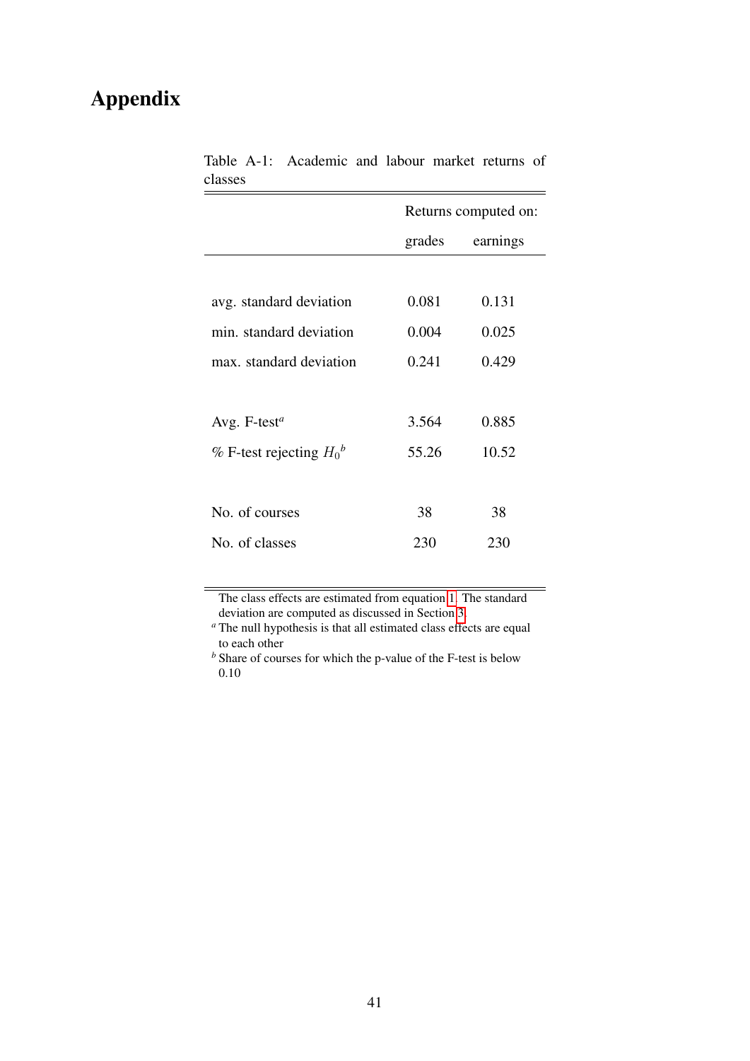# Appendix

Table A-1: Academic and labour market returns of classes

| | Returns computed on: | |
|---|---|---|
| | grades | earnings |
| avg. standard deviation | 0.081 | 0.131 |
| min. standard deviation | 0.004 | 0.025 |
| max. standard deviation | 0.241 | 0.429 |
| Avg. F-test[a] | 3.564 | 0.885 |
| % F-test rejecting $H_0$[b] | 55.26 | 10.52 |
| No. of courses | 38 | 38 |
| No. of classes | 230 | 230 |

The class effects are estimated from equation 1. The standard deviation are computed as discussed in Section 3.

[a] The null hypothesis is that all estimated class effects are equal to each other

[b] Share of courses for which the p-value of the F-test is below 0.10